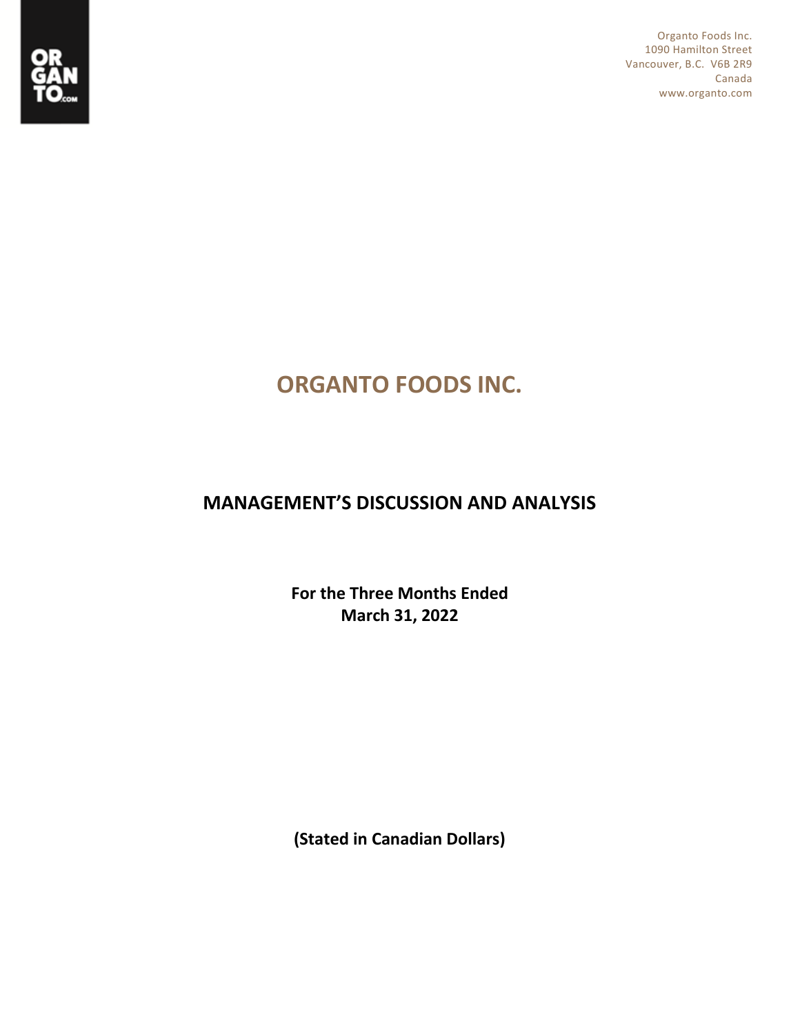Organto Foods Inc.
1090 Hamilton Street
Vancouver, B.C. V6B 2R9
Canada
www.organto.com

# ORGANTO FOODS INC.

## MANAGEMENT'S DISCUSSION AND ANALYSIS

**For the Three Months Ended**
**March 31, 2022**

**(Stated in Canadian Dollars)**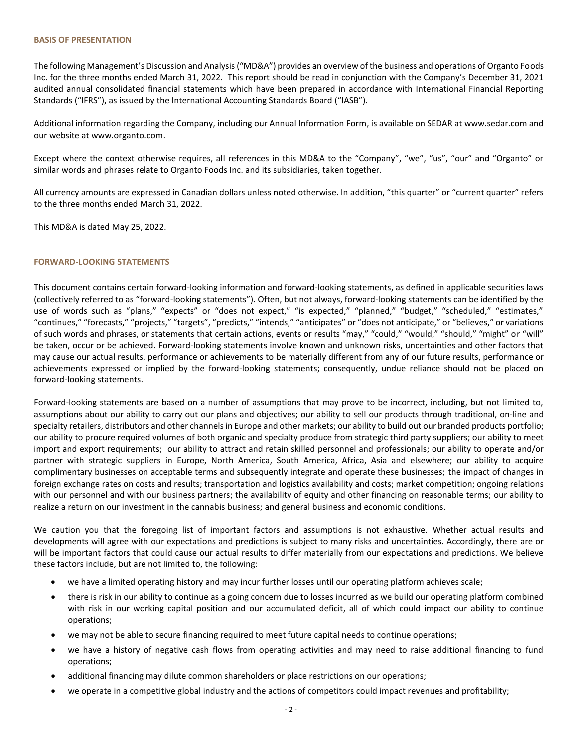## BASIS OF PRESENTATION

The following Management's Discussion and Analysis ("MD&A") provides an overview of the business and operations of Organto Foods Inc. for the three months ended March 31, 2022. This report should be read in conjunction with the Company's December 31, 2021 audited annual consolidated financial statements which have been prepared in accordance with International Financial Reporting Standards ("IFRS"), as issued by the International Accounting Standards Board ("IASB").

Additional information regarding the Company, including our Annual Information Form, is available on SEDAR at www.sedar.com and our website at www.organto.com.

Except where the context otherwise requires, all references in this MD&A to the "Company", "we", "us", "our" and "Organto" or similar words and phrases relate to Organto Foods Inc. and its subsidiaries, taken together.

All currency amounts are expressed in Canadian dollars unless noted otherwise. In addition, "this quarter" or "current quarter" refers to the three months ended March 31, 2022.

This MD&A is dated May 25, 2022.

## FORWARD-LOOKING STATEMENTS

This document contains certain forward-looking information and forward-looking statements, as defined in applicable securities laws (collectively referred to as "forward-looking statements"). Often, but not always, forward-looking statements can be identified by the use of words such as "plans," "expects" or "does not expect," "is expected," "planned," "budget," "scheduled," "estimates," "continues," "forecasts," "projects," "targets", "predicts," "intends," "anticipates" or "does not anticipate," or "believes," or variations of such words and phrases, or statements that certain actions, events or results "may," "could," "would," "should," "might" or "will" be taken, occur or be achieved. Forward-looking statements involve known and unknown risks, uncertainties and other factors that may cause our actual results, performance or achievements to be materially different from any of our future results, performance or achievements expressed or implied by the forward-looking statements; consequently, undue reliance should not be placed on forward-looking statements.

Forward-looking statements are based on a number of assumptions that may prove to be incorrect, including, but not limited to, assumptions about our ability to carry out our plans and objectives; our ability to sell our products through traditional, on-line and specialty retailers, distributors and other channels in Europe and other markets; our ability to build out our branded products portfolio; our ability to procure required volumes of both organic and specialty produce from strategic third party suppliers; our ability to meet import and export requirements; our ability to attract and retain skilled personnel and professionals; our ability to operate and/or partner with strategic suppliers in Europe, North America, South America, Africa, Asia and elsewhere; our ability to acquire complimentary businesses on acceptable terms and subsequently integrate and operate these businesses; the impact of changes in foreign exchange rates on costs and results; transportation and logistics availability and costs; market competition; ongoing relations with our personnel and with our business partners; the availability of equity and other financing on reasonable terms; our ability to realize a return on our investment in the cannabis business; and general business and economic conditions.

We caution you that the foregoing list of important factors and assumptions is not exhaustive. Whether actual results and developments will agree with our expectations and predictions is subject to many risks and uncertainties. Accordingly, there are or will be important factors that could cause our actual results to differ materially from our expectations and predictions. We believe these factors include, but are not limited to, the following:

- we have a limited operating history and may incur further losses until our operating platform achieves scale;
- there is risk in our ability to continue as a going concern due to losses incurred as we build our operating platform combined with risk in our working capital position and our accumulated deficit, all of which could impact our ability to continue operations;
- we may not be able to secure financing required to meet future capital needs to continue operations;
- we have a history of negative cash flows from operating activities and may need to raise additional financing to fund operations;
- additional financing may dilute common shareholders or place restrictions on our operations;
- we operate in a competitive global industry and the actions of competitors could impact revenues and profitability;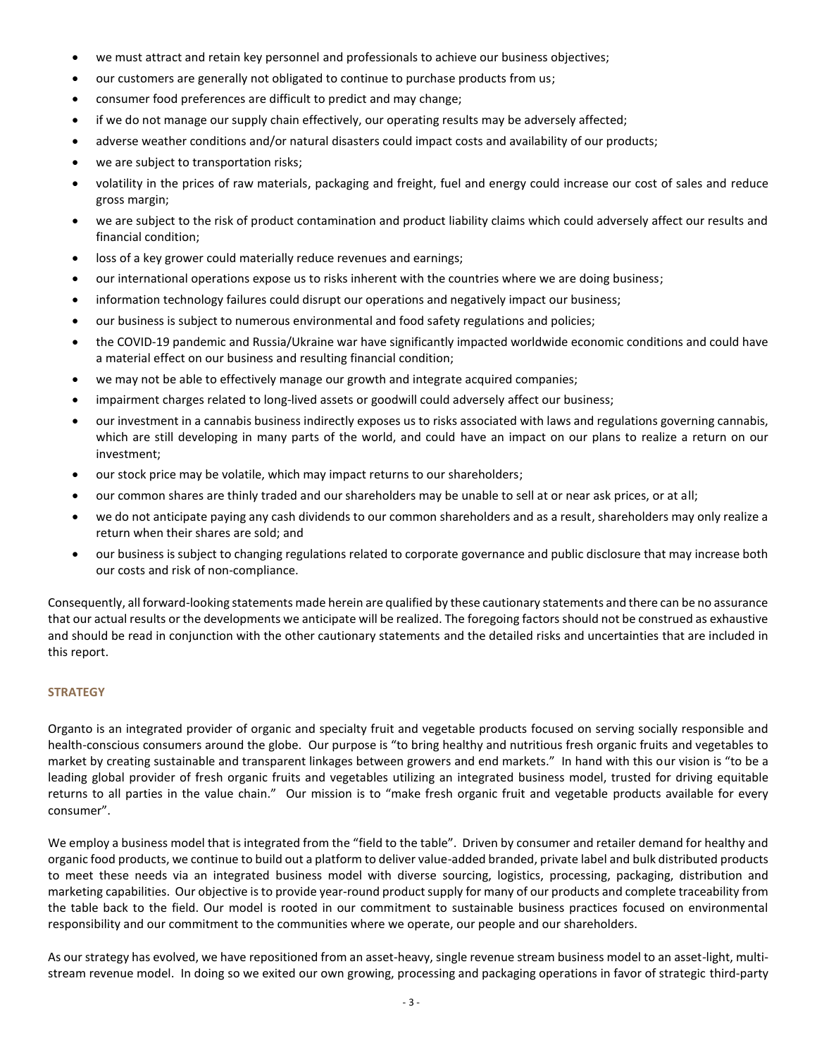- we must attract and retain key personnel and professionals to achieve our business objectives;
- our customers are generally not obligated to continue to purchase products from us;
- consumer food preferences are difficult to predict and may change;
- if we do not manage our supply chain effectively, our operating results may be adversely affected;
- adverse weather conditions and/or natural disasters could impact costs and availability of our products;
- we are subject to transportation risks;
- volatility in the prices of raw materials, packaging and freight, fuel and energy could increase our cost of sales and reduce gross margin;
- we are subject to the risk of product contamination and product liability claims which could adversely affect our results and financial condition;
- loss of a key grower could materially reduce revenues and earnings;
- our international operations expose us to risks inherent with the countries where we are doing business;
- information technology failures could disrupt our operations and negatively impact our business;
- our business is subject to numerous environmental and food safety regulations and policies;
- the COVID-19 pandemic and Russia/Ukraine war have significantly impacted worldwide economic conditions and could have a material effect on our business and resulting financial condition;
- we may not be able to effectively manage our growth and integrate acquired companies;
- impairment charges related to long-lived assets or goodwill could adversely affect our business;
- our investment in a cannabis business indirectly exposes us to risks associated with laws and regulations governing cannabis, which are still developing in many parts of the world, and could have an impact on our plans to realize a return on our investment;
- our stock price may be volatile, which may impact returns to our shareholders;
- our common shares are thinly traded and our shareholders may be unable to sell at or near ask prices, or at all;
- we do not anticipate paying any cash dividends to our common shareholders and as a result, shareholders may only realize a return when their shares are sold; and
- our business is subject to changing regulations related to corporate governance and public disclosure that may increase both our costs and risk of non-compliance.

Consequently, all forward-looking statements made herein are qualified by these cautionary statements and there can be no assurance that our actual results or the developments we anticipate will be realized. The foregoing factors should not be construed as exhaustive and should be read in conjunction with the other cautionary statements and the detailed risks and uncertainties that are included in this report.

## STRATEGY

Organto is an integrated provider of organic and specialty fruit and vegetable products focused on serving socially responsible and health-conscious consumers around the globe. Our purpose is "to bring healthy and nutritious fresh organic fruits and vegetables to market by creating sustainable and transparent linkages between growers and end markets." In hand with this our vision is "to be a leading global provider of fresh organic fruits and vegetables utilizing an integrated business model, trusted for driving equitable returns to all parties in the value chain." Our mission is to "make fresh organic fruit and vegetable products available for every consumer".

We employ a business model that is integrated from the "field to the table". Driven by consumer and retailer demand for healthy and organic food products, we continue to build out a platform to deliver value-added branded, private label and bulk distributed products to meet these needs via an integrated business model with diverse sourcing, logistics, processing, packaging, distribution and marketing capabilities. Our objective is to provide year-round product supply for many of our products and complete traceability from the table back to the field. Our model is rooted in our commitment to sustainable business practices focused on environmental responsibility and our commitment to the communities where we operate, our people and our shareholders.

As our strategy has evolved, we have repositioned from an asset-heavy, single revenue stream business model to an asset-light, multi-stream revenue model. In doing so we exited our own growing, processing and packaging operations in favor of strategic third-party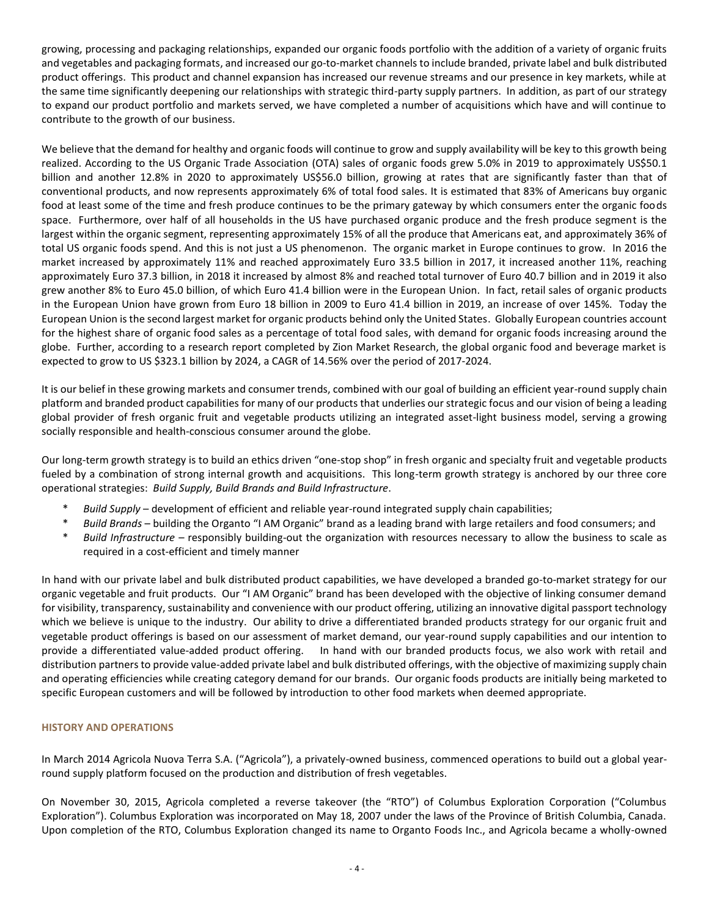growing, processing and packaging relationships, expanded our organic foods portfolio with the addition of a variety of organic fruits and vegetables and packaging formats, and increased our go-to-market channels to include branded, private label and bulk distributed product offerings. This product and channel expansion has increased our revenue streams and our presence in key markets, while at the same time significantly deepening our relationships with strategic third-party supply partners. In addition, as part of our strategy to expand our product portfolio and markets served, we have completed a number of acquisitions which have and will continue to contribute to the growth of our business.

We believe that the demand for healthy and organic foods will continue to grow and supply availability will be key to this growth being realized. According to the US Organic Trade Association (OTA) sales of organic foods grew 5.0% in 2019 to approximately US$50.1 billion and another 12.8% in 2020 to approximately US$56.0 billion, growing at rates that are significantly faster than that of conventional products, and now represents approximately 6% of total food sales. It is estimated that 83% of Americans buy organic food at least some of the time and fresh produce continues to be the primary gateway by which consumers enter the organic foods space. Furthermore, over half of all households in the US have purchased organic produce and the fresh produce segment is the largest within the organic segment, representing approximately 15% of all the produce that Americans eat, and approximately 36% of total US organic foods spend. And this is not just a US phenomenon. The organic market in Europe continues to grow. In 2016 the market increased by approximately 11% and reached approximately Euro 33.5 billion in 2017, it increased another 11%, reaching approximately Euro 37.3 billion, in 2018 it increased by almost 8% and reached total turnover of Euro 40.7 billion and in 2019 it also grew another 8% to Euro 45.0 billion, of which Euro 41.4 billion were in the European Union. In fact, retail sales of organic products in the European Union have grown from Euro 18 billion in 2009 to Euro 41.4 billion in 2019, an increase of over 145%. Today the European Union is the second largest market for organic products behind only the United States. Globally European countries account for the highest share of organic food sales as a percentage of total food sales, with demand for organic foods increasing around the globe. Further, according to a research report completed by Zion Market Research, the global organic food and beverage market is expected to grow to US $323.1 billion by 2024, a CAGR of 14.56% over the period of 2017-2024.

It is our belief in these growing markets and consumer trends, combined with our goal of building an efficient year-round supply chain platform and branded product capabilities for many of our products that underlies our strategic focus and our vision of being a leading global provider of fresh organic fruit and vegetable products utilizing an integrated asset-light business model, serving a growing socially responsible and health-conscious consumer around the globe.

Our long-term growth strategy is to build an ethics driven "one-stop shop" in fresh organic and specialty fruit and vegetable products fueled by a combination of strong internal growth and acquisitions. This long-term growth strategy is anchored by our three core operational strategies: *Build Supply, Build Brands and Build Infrastructure*.

* *Build Supply* – development of efficient and reliable year-round integrated supply chain capabilities;
* *Build Brands* – building the Organto "I AM Organic" brand as a leading brand with large retailers and food consumers; and
* *Build Infrastructure* – responsibly building-out the organization with resources necessary to allow the business to scale as required in a cost-efficient and timely manner

In hand with our private label and bulk distributed product capabilities, we have developed a branded go-to-market strategy for our organic vegetable and fruit products. Our "I AM Organic" brand has been developed with the objective of linking consumer demand for visibility, transparency, sustainability and convenience with our product offering, utilizing an innovative digital passport technology which we believe is unique to the industry. Our ability to drive a differentiated branded products strategy for our organic fruit and vegetable product offerings is based on our assessment of market demand, our year-round supply capabilities and our intention to provide a differentiated value-added product offering. In hand with our branded products focus, we also work with retail and distribution partners to provide value-added private label and bulk distributed offerings, with the objective of maximizing supply chain and operating efficiencies while creating category demand for our brands. Our organic foods products are initially being marketed to specific European customers and will be followed by introduction to other food markets when deemed appropriate.

## HISTORY AND OPERATIONS

In March 2014 Agricola Nuova Terra S.A. ("Agricola"), a privately-owned business, commenced operations to build out a global year-round supply platform focused on the production and distribution of fresh vegetables.

On November 30, 2015, Agricola completed a reverse takeover (the "RTO") of Columbus Exploration Corporation ("Columbus Exploration"). Columbus Exploration was incorporated on May 18, 2007 under the laws of the Province of British Columbia, Canada. Upon completion of the RTO, Columbus Exploration changed its name to Organto Foods Inc., and Agricola became a wholly-owned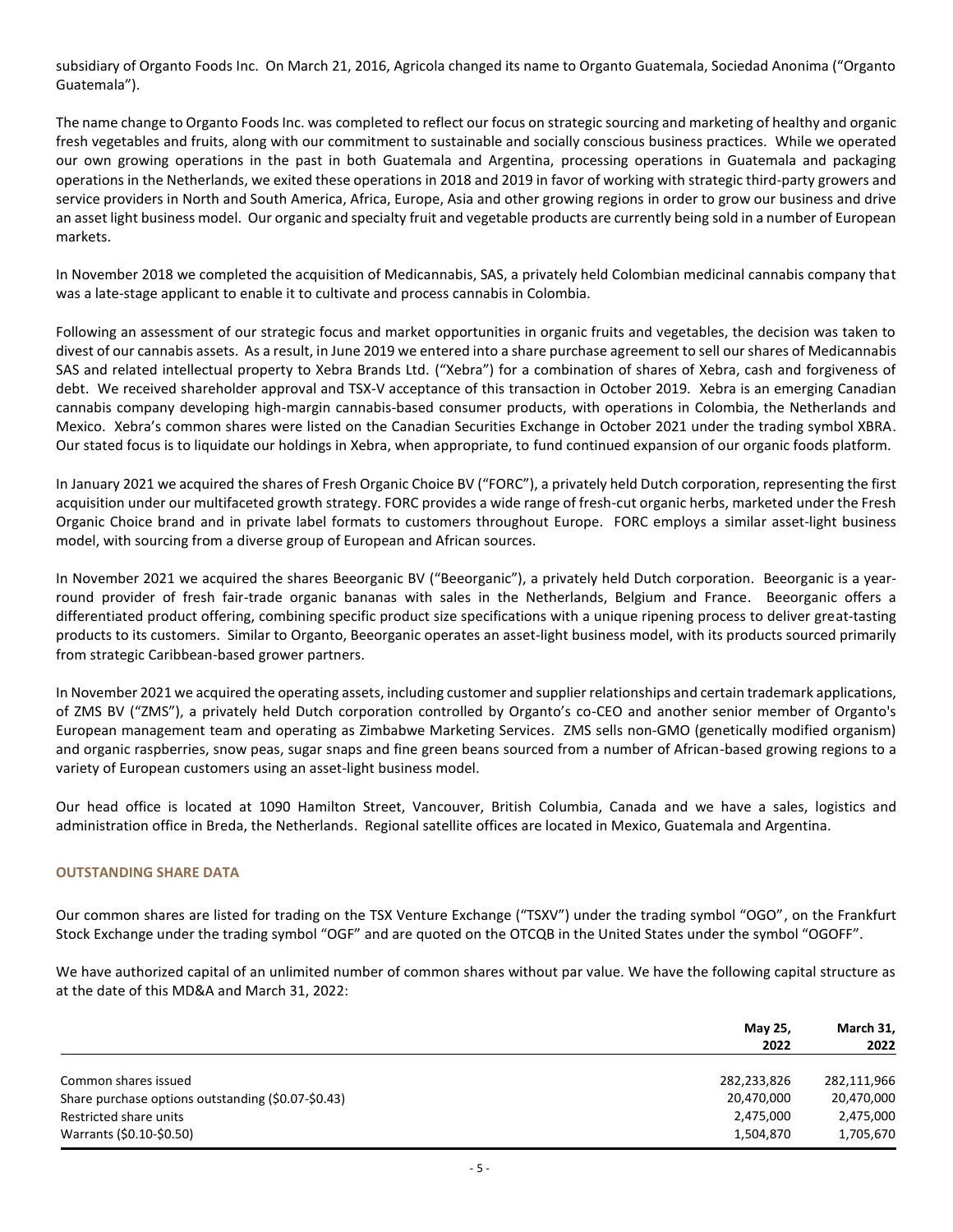subsidiary of Organto Foods Inc. On March 21, 2016, Agricola changed its name to Organto Guatemala, Sociedad Anonima ("Organto Guatemala").

The name change to Organto Foods Inc. was completed to reflect our focus on strategic sourcing and marketing of healthy and organic fresh vegetables and fruits, along with our commitment to sustainable and socially conscious business practices. While we operated our own growing operations in the past in both Guatemala and Argentina, processing operations in Guatemala and packaging operations in the Netherlands, we exited these operations in 2018 and 2019 in favor of working with strategic third-party growers and service providers in North and South America, Africa, Europe, Asia and other growing regions in order to grow our business and drive an asset light business model. Our organic and specialty fruit and vegetable products are currently being sold in a number of European markets.

In November 2018 we completed the acquisition of Medicannabis, SAS, a privately held Colombian medicinal cannabis company that was a late-stage applicant to enable it to cultivate and process cannabis in Colombia.

Following an assessment of our strategic focus and market opportunities in organic fruits and vegetables, the decision was taken to divest of our cannabis assets. As a result, in June 2019 we entered into a share purchase agreement to sell our shares of Medicannabis SAS and related intellectual property to Xebra Brands Ltd. ("Xebra") for a combination of shares of Xebra, cash and forgiveness of debt. We received shareholder approval and TSX-V acceptance of this transaction in October 2019. Xebra is an emerging Canadian cannabis company developing high-margin cannabis-based consumer products, with operations in Colombia, the Netherlands and Mexico. Xebra's common shares were listed on the Canadian Securities Exchange in October 2021 under the trading symbol XBRA. Our stated focus is to liquidate our holdings in Xebra, when appropriate, to fund continued expansion of our organic foods platform.

In January 2021 we acquired the shares of Fresh Organic Choice BV ("FORC"), a privately held Dutch corporation, representing the first acquisition under our multifaceted growth strategy. FORC provides a wide range of fresh-cut organic herbs, marketed under the Fresh Organic Choice brand and in private label formats to customers throughout Europe. FORC employs a similar asset-light business model, with sourcing from a diverse group of European and African sources.

In November 2021 we acquired the shares Beeorganic BV ("Beeorganic"), a privately held Dutch corporation. Beeorganic is a year-round provider of fresh fair-trade organic bananas with sales in the Netherlands, Belgium and France. Beeorganic offers a differentiated product offering, combining specific product size specifications with a unique ripening process to deliver great-tasting products to its customers. Similar to Organto, Beeorganic operates an asset-light business model, with its products sourced primarily from strategic Caribbean-based grower partners.

In November 2021 we acquired the operating assets, including customer and supplier relationships and certain trademark applications, of ZMS BV ("ZMS"), a privately held Dutch corporation controlled by Organto's co-CEO and another senior member of Organto's European management team and operating as Zimbabwe Marketing Services. ZMS sells non-GMO (genetically modified organism) and organic raspberries, snow peas, sugar snaps and fine green beans sourced from a number of African-based growing regions to a variety of European customers using an asset-light business model.

Our head office is located at 1090 Hamilton Street, Vancouver, British Columbia, Canada and we have a sales, logistics and administration office in Breda, the Netherlands. Regional satellite offices are located in Mexico, Guatemala and Argentina.

## OUTSTANDING SHARE DATA

Our common shares are listed for trading on the TSX Venture Exchange ("TSXV") under the trading symbol "OGO", on the Frankfurt Stock Exchange under the trading symbol "OGF" and are quoted on the OTCQB in the United States under the symbol "OGOFF".

We have authorized capital of an unlimited number of common shares without par value. We have the following capital structure as at the date of this MD&A and March 31, 2022:

| | May 25, 2022 | March 31, 2022 |
|---|---|---|
| Common shares issued | 282,233,826 | 282,111,966 |
| Share purchase options outstanding ($0.07-$0.43) | 20,470,000 | 20,470,000 |
| Restricted share units | 2,475,000 | 2,475,000 |
| Warrants ($0.10-$0.50) | 1,504,870 | 1,705,670 |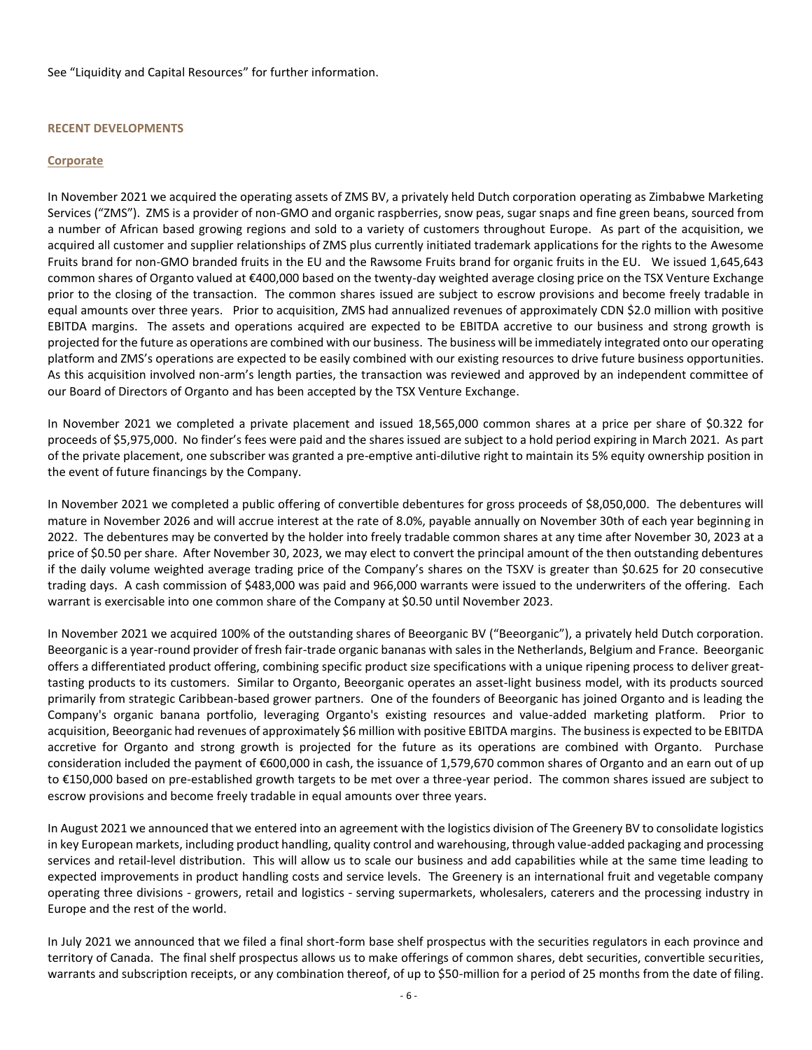See “Liquidity and Capital Resources” for further information.

## RECENT DEVELOPMENTS

### Corporate

In November 2021 we acquired the operating assets of ZMS BV, a privately held Dutch corporation operating as Zimbabwe Marketing Services (“ZMS”). ZMS is a provider of non-GMO and organic raspberries, snow peas, sugar snaps and fine green beans, sourced from a number of African based growing regions and sold to a variety of customers throughout Europe. As part of the acquisition, we acquired all customer and supplier relationships of ZMS plus currently initiated trademark applications for the rights to the Awesome Fruits brand for non-GMO branded fruits in the EU and the Rawsome Fruits brand for organic fruits in the EU. We issued 1,645,643 common shares of Organto valued at €400,000 based on the twenty-day weighted average closing price on the TSX Venture Exchange prior to the closing of the transaction. The common shares issued are subject to escrow provisions and become freely tradable in equal amounts over three years. Prior to acquisition, ZMS had annualized revenues of approximately CDN $2.0 million with positive EBITDA margins. The assets and operations acquired are expected to be EBITDA accretive to our business and strong growth is projected for the future as operations are combined with our business. The business will be immediately integrated onto our operating platform and ZMS’s operations are expected to be easily combined with our existing resources to drive future business opportunities. As this acquisition involved non-arm’s length parties, the transaction was reviewed and approved by an independent committee of our Board of Directors of Organto and has been accepted by the TSX Venture Exchange.

In November 2021 we completed a private placement and issued 18,565,000 common shares at a price per share of $0.322 for proceeds of $5,975,000. No finder’s fees were paid and the shares issued are subject to a hold period expiring in March 2021. As part of the private placement, one subscriber was granted a pre-emptive anti-dilutive right to maintain its 5% equity ownership position in the event of future financings by the Company.

In November 2021 we completed a public offering of convertible debentures for gross proceeds of $8,050,000. The debentures will mature in November 2026 and will accrue interest at the rate of 8.0%, payable annually on November 30th of each year beginning in 2022. The debentures may be converted by the holder into freely tradable common shares at any time after November 30, 2023 at a price of $0.50 per share. After November 30, 2023, we may elect to convert the principal amount of the then outstanding debentures if the daily volume weighted average trading price of the Company’s shares on the TSXV is greater than $0.625 for 20 consecutive trading days. A cash commission of $483,000 was paid and 966,000 warrants were issued to the underwriters of the offering. Each warrant is exercisable into one common share of the Company at $0.50 until November 2023.

In November 2021 we acquired 100% of the outstanding shares of Beeorganic BV (“Beeorganic”), a privately held Dutch corporation. Beeorganic is a year-round provider of fresh fair-trade organic bananas with sales in the Netherlands, Belgium and France. Beeorganic offers a differentiated product offering, combining specific product size specifications with a unique ripening process to deliver great-tasting products to its customers. Similar to Organto, Beeorganic operates an asset-light business model, with its products sourced primarily from strategic Caribbean-based grower partners. One of the founders of Beeorganic has joined Organto and is leading the Company's organic banana portfolio, leveraging Organto's existing resources and value-added marketing platform. Prior to acquisition, Beeorganic had revenues of approximately $6 million with positive EBITDA margins. The business is expected to be EBITDA accretive for Organto and strong growth is projected for the future as its operations are combined with Organto. Purchase consideration included the payment of €600,000 in cash, the issuance of 1,579,670 common shares of Organto and an earn out of up to €150,000 based on pre-established growth targets to be met over a three-year period. The common shares issued are subject to escrow provisions and become freely tradable in equal amounts over three years.

In August 2021 we announced that we entered into an agreement with the logistics division of The Greenery BV to consolidate logistics in key European markets, including product handling, quality control and warehousing, through value-added packaging and processing services and retail-level distribution. This will allow us to scale our business and add capabilities while at the same time leading to expected improvements in product handling costs and service levels. The Greenery is an international fruit and vegetable company operating three divisions - growers, retail and logistics - serving supermarkets, wholesalers, caterers and the processing industry in Europe and the rest of the world.

In July 2021 we announced that we filed a final short-form base shelf prospectus with the securities regulators in each province and territory of Canada. The final shelf prospectus allows us to make offerings of common shares, debt securities, convertible securities, warrants and subscription receipts, or any combination thereof, of up to $50-million for a period of 25 months from the date of filing.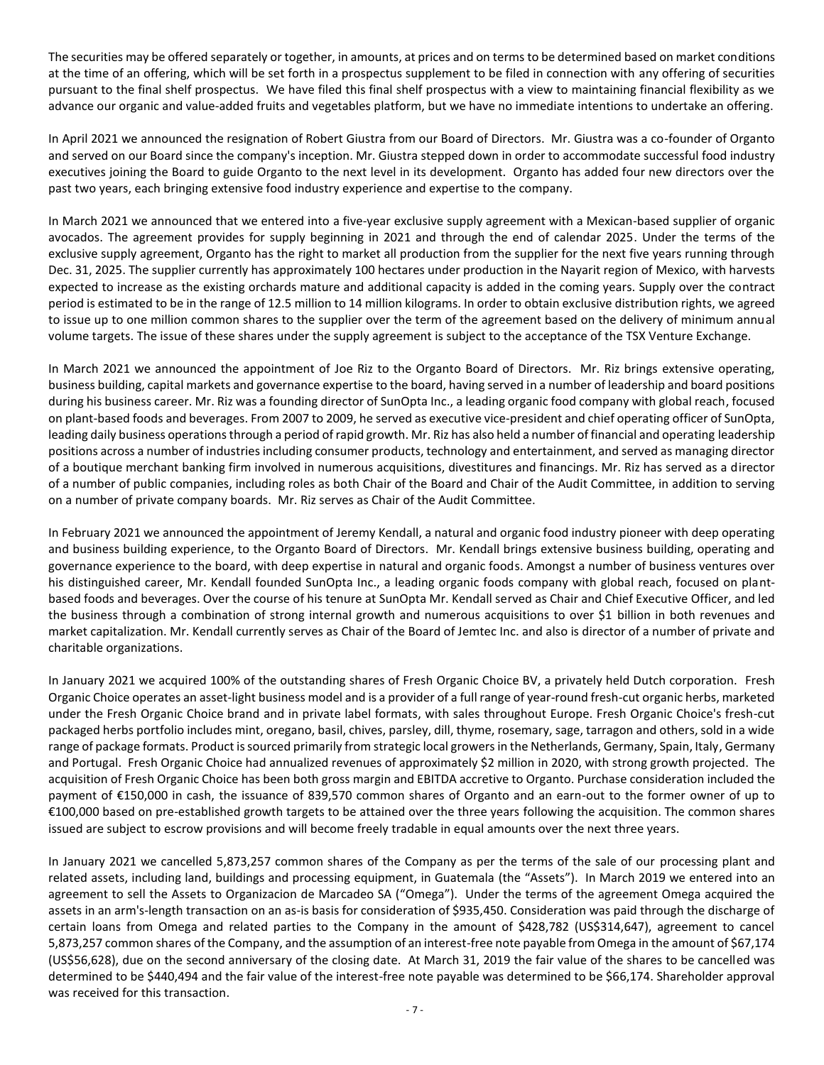The securities may be offered separately or together, in amounts, at prices and on terms to be determined based on market conditions at the time of an offering, which will be set forth in a prospectus supplement to be filed in connection with any offering of securities pursuant to the final shelf prospectus. We have filed this final shelf prospectus with a view to maintaining financial flexibility as we advance our organic and value-added fruits and vegetables platform, but we have no immediate intentions to undertake an offering.

In April 2021 we announced the resignation of Robert Giustra from our Board of Directors. Mr. Giustra was a co-founder of Organto and served on our Board since the company's inception. Mr. Giustra stepped down in order to accommodate successful food industry executives joining the Board to guide Organto to the next level in its development. Organto has added four new directors over the past two years, each bringing extensive food industry experience and expertise to the company.

In March 2021 we announced that we entered into a five-year exclusive supply agreement with a Mexican-based supplier of organic avocados. The agreement provides for supply beginning in 2021 and through the end of calendar 2025. Under the terms of the exclusive supply agreement, Organto has the right to market all production from the supplier for the next five years running through Dec. 31, 2025. The supplier currently has approximately 100 hectares under production in the Nayarit region of Mexico, with harvests expected to increase as the existing orchards mature and additional capacity is added in the coming years. Supply over the contract period is estimated to be in the range of 12.5 million to 14 million kilograms. In order to obtain exclusive distribution rights, we agreed to issue up to one million common shares to the supplier over the term of the agreement based on the delivery of minimum annual volume targets. The issue of these shares under the supply agreement is subject to the acceptance of the TSX Venture Exchange.

In March 2021 we announced the appointment of Joe Riz to the Organto Board of Directors. Mr. Riz brings extensive operating, business building, capital markets and governance expertise to the board, having served in a number of leadership and board positions during his business career. Mr. Riz was a founding director of SunOpta Inc., a leading organic food company with global reach, focused on plant-based foods and beverages. From 2007 to 2009, he served as executive vice-president and chief operating officer of SunOpta, leading daily business operations through a period of rapid growth. Mr. Riz has also held a number of financial and operating leadership positions across a number of industries including consumer products, technology and entertainment, and served as managing director of a boutique merchant banking firm involved in numerous acquisitions, divestitures and financings. Mr. Riz has served as a director of a number of public companies, including roles as both Chair of the Board and Chair of the Audit Committee, in addition to serving on a number of private company boards. Mr. Riz serves as Chair of the Audit Committee.

In February 2021 we announced the appointment of Jeremy Kendall, a natural and organic food industry pioneer with deep operating and business building experience, to the Organto Board of Directors. Mr. Kendall brings extensive business building, operating and governance experience to the board, with deep expertise in natural and organic foods. Amongst a number of business ventures over his distinguished career, Mr. Kendall founded SunOpta Inc., a leading organic foods company with global reach, focused on plant-based foods and beverages. Over the course of his tenure at SunOpta Mr. Kendall served as Chair and Chief Executive Officer, and led the business through a combination of strong internal growth and numerous acquisitions to over $1 billion in both revenues and market capitalization. Mr. Kendall currently serves as Chair of the Board of Jemtec Inc. and also is director of a number of private and charitable organizations.

In January 2021 we acquired 100% of the outstanding shares of Fresh Organic Choice BV, a privately held Dutch corporation. Fresh Organic Choice operates an asset-light business model and is a provider of a full range of year-round fresh-cut organic herbs, marketed under the Fresh Organic Choice brand and in private label formats, with sales throughout Europe. Fresh Organic Choice's fresh-cut packaged herbs portfolio includes mint, oregano, basil, chives, parsley, dill, thyme, rosemary, sage, tarragon and others, sold in a wide range of package formats. Product is sourced primarily from strategic local growers in the Netherlands, Germany, Spain, Italy, Germany and Portugal. Fresh Organic Choice had annualized revenues of approximately $2 million in 2020, with strong growth projected. The acquisition of Fresh Organic Choice has been both gross margin and EBITDA accretive to Organto. Purchase consideration included the payment of €150,000 in cash, the issuance of 839,570 common shares of Organto and an earn-out to the former owner of up to €100,000 based on pre-established growth targets to be attained over the three years following the acquisition. The common shares issued are subject to escrow provisions and will become freely tradable in equal amounts over the next three years.

In January 2021 we cancelled 5,873,257 common shares of the Company as per the terms of the sale of our processing plant and related assets, including land, buildings and processing equipment, in Guatemala (the "Assets"). In March 2019 we entered into an agreement to sell the Assets to Organizacion de Marcadeo SA ("Omega"). Under the terms of the agreement Omega acquired the assets in an arm's-length transaction on an as-is basis for consideration of $935,450. Consideration was paid through the discharge of certain loans from Omega and related parties to the Company in the amount of $428,782 (US$314,647), agreement to cancel 5,873,257 common shares of the Company, and the assumption of an interest-free note payable from Omega in the amount of $67,174 (US$56,628), due on the second anniversary of the closing date. At March 31, 2019 the fair value of the shares to be cancelled was determined to be $440,494 and the fair value of the interest-free note payable was determined to be $66,174. Shareholder approval was received for this transaction.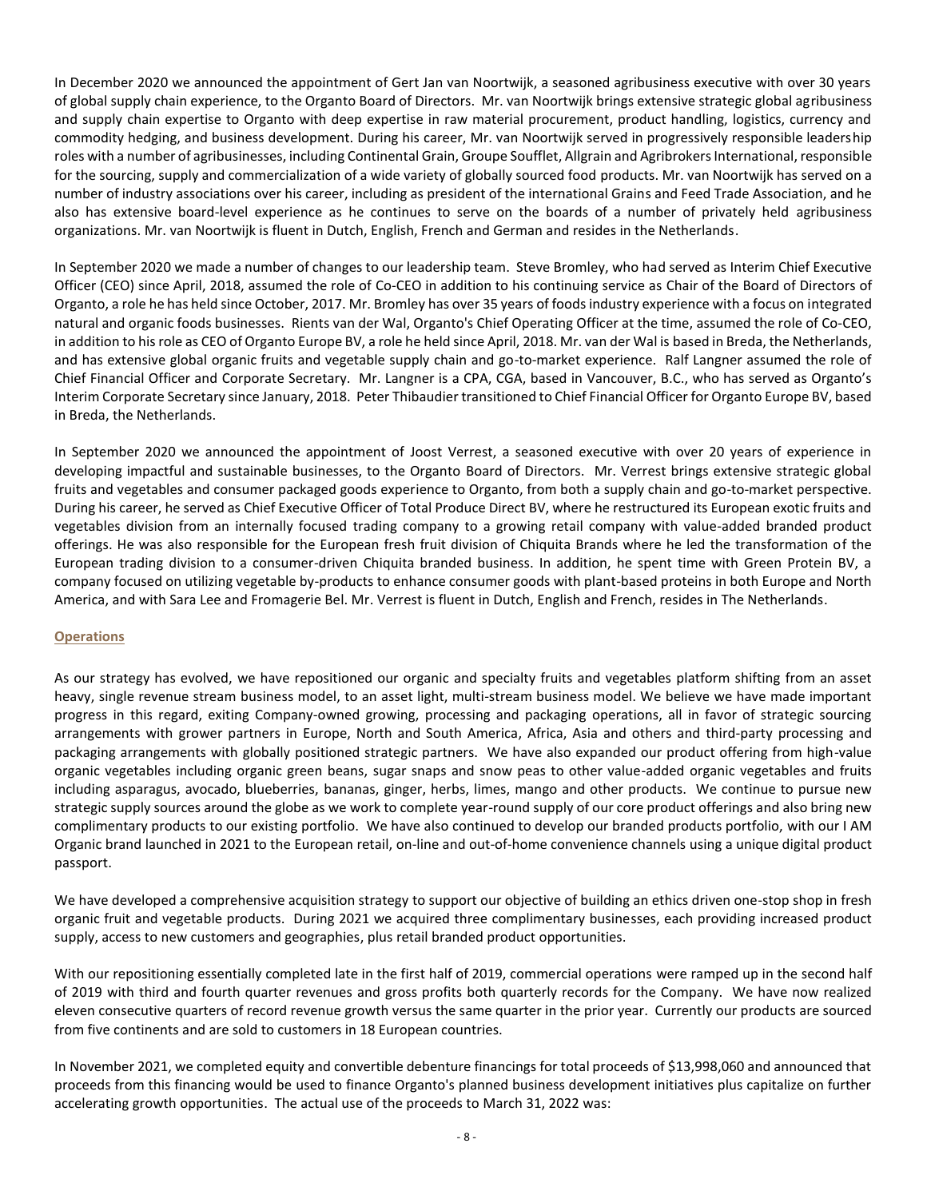In December 2020 we announced the appointment of Gert Jan van Noortwijk, a seasoned agribusiness executive with over 30 years of global supply chain experience, to the Organto Board of Directors. Mr. van Noortwijk brings extensive strategic global agribusiness and supply chain expertise to Organto with deep expertise in raw material procurement, product handling, logistics, currency and commodity hedging, and business development. During his career, Mr. van Noortwijk served in progressively responsible leadership roles with a number of agribusinesses, including Continental Grain, Groupe Soufflet, Allgrain and Agribrokers International, responsible for the sourcing, supply and commercialization of a wide variety of globally sourced food products. Mr. van Noortwijk has served on a number of industry associations over his career, including as president of the international Grains and Feed Trade Association, and he also has extensive board-level experience as he continues to serve on the boards of a number of privately held agribusiness organizations. Mr. van Noortwijk is fluent in Dutch, English, French and German and resides in the Netherlands.

In September 2020 we made a number of changes to our leadership team. Steve Bromley, who had served as Interim Chief Executive Officer (CEO) since April, 2018, assumed the role of Co-CEO in addition to his continuing service as Chair of the Board of Directors of Organto, a role he has held since October, 2017. Mr. Bromley has over 35 years of foods industry experience with a focus on integrated natural and organic foods businesses. Rients van der Wal, Organto's Chief Operating Officer at the time, assumed the role of Co-CEO, in addition to his role as CEO of Organto Europe BV, a role he held since April, 2018. Mr. van der Wal is based in Breda, the Netherlands, and has extensive global organic fruits and vegetable supply chain and go-to-market experience. Ralf Langner assumed the role of Chief Financial Officer and Corporate Secretary. Mr. Langner is a CPA, CGA, based in Vancouver, B.C., who has served as Organto's Interim Corporate Secretary since January, 2018. Peter Thibaudier transitioned to Chief Financial Officer for Organto Europe BV, based in Breda, the Netherlands.

In September 2020 we announced the appointment of Joost Verrest, a seasoned executive with over 20 years of experience in developing impactful and sustainable businesses, to the Organto Board of Directors. Mr. Verrest brings extensive strategic global fruits and vegetables and consumer packaged goods experience to Organto, from both a supply chain and go-to-market perspective. During his career, he served as Chief Executive Officer of Total Produce Direct BV, where he restructured its European exotic fruits and vegetables division from an internally focused trading company to a growing retail company with value-added branded product offerings. He was also responsible for the European fresh fruit division of Chiquita Brands where he led the transformation of the European trading division to a consumer-driven Chiquita branded business. In addition, he spent time with Green Protein BV, a company focused on utilizing vegetable by-products to enhance consumer goods with plant-based proteins in both Europe and North America, and with Sara Lee and Fromagerie Bel. Mr. Verrest is fluent in Dutch, English and French, resides in The Netherlands.

## Operations

As our strategy has evolved, we have repositioned our organic and specialty fruits and vegetables platform shifting from an asset heavy, single revenue stream business model, to an asset light, multi-stream business model. We believe we have made important progress in this regard, exiting Company-owned growing, processing and packaging operations, all in favor of strategic sourcing arrangements with grower partners in Europe, North and South America, Africa, Asia and others and third-party processing and packaging arrangements with globally positioned strategic partners. We have also expanded our product offering from high-value organic vegetables including organic green beans, sugar snaps and snow peas to other value-added organic vegetables and fruits including asparagus, avocado, blueberries, bananas, ginger, herbs, limes, mango and other products. We continue to pursue new strategic supply sources around the globe as we work to complete year-round supply of our core product offerings and also bring new complimentary products to our existing portfolio. We have also continued to develop our branded products portfolio, with our I AM Organic brand launched in 2021 to the European retail, on-line and out-of-home convenience channels using a unique digital product passport.

We have developed a comprehensive acquisition strategy to support our objective of building an ethics driven one-stop shop in fresh organic fruit and vegetable products. During 2021 we acquired three complimentary businesses, each providing increased product supply, access to new customers and geographies, plus retail branded product opportunities.

With our repositioning essentially completed late in the first half of 2019, commercial operations were ramped up in the second half of 2019 with third and fourth quarter revenues and gross profits both quarterly records for the Company. We have now realized eleven consecutive quarters of record revenue growth versus the same quarter in the prior year. Currently our products are sourced from five continents and are sold to customers in 18 European countries.

In November 2021, we completed equity and convertible debenture financings for total proceeds of $13,998,060 and announced that proceeds from this financing would be used to finance Organto's planned business development initiatives plus capitalize on further accelerating growth opportunities. The actual use of the proceeds to March 31, 2022 was: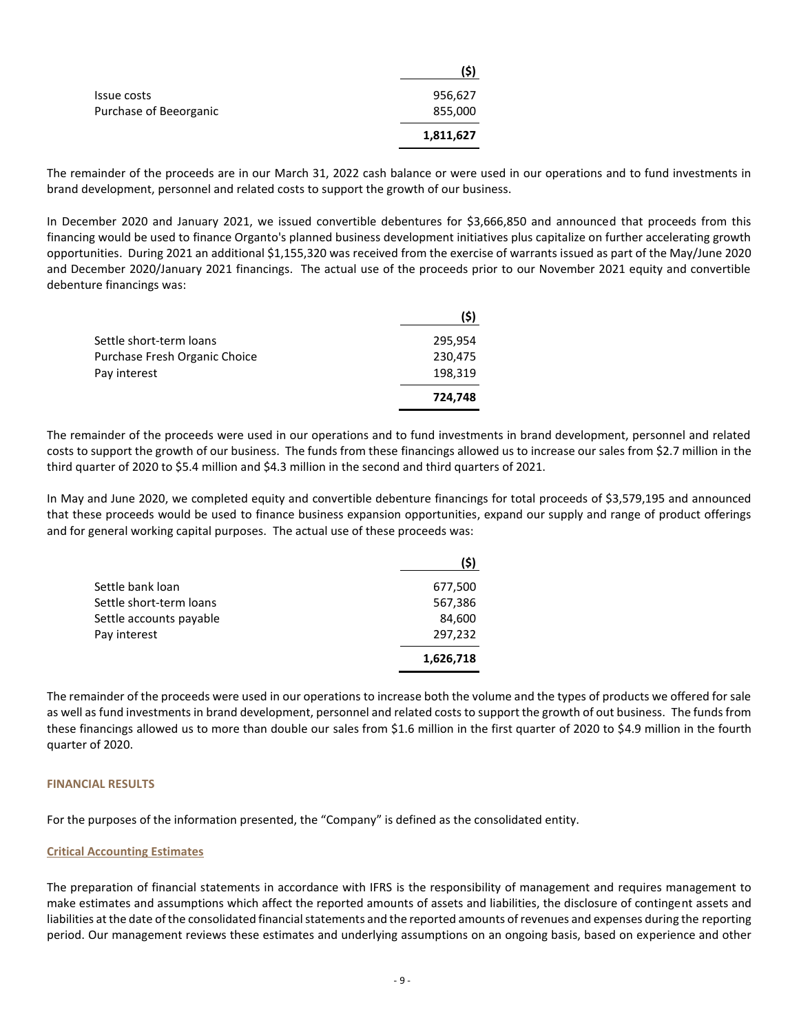| | ($) |
|---|---|
| Issue costs | 956,627 |
| Purchase of Beeorganic | 855,000 |
| | **1,811,627** |

The remainder of the proceeds are in our March 31, 2022 cash balance or were used in our operations and to fund investments in brand development, personnel and related costs to support the growth of our business.

In December 2020 and January 2021, we issued convertible debentures for $3,666,850 and announced that proceeds from this financing would be used to finance Organto's planned business development initiatives plus capitalize on further accelerating growth opportunities. During 2021 an additional $1,155,320 was received from the exercise of warrants issued as part of the May/June 2020 and December 2020/January 2021 financings. The actual use of the proceeds prior to our November 2021 equity and convertible debenture financings was:

| | ($) |
|---|---|
| Settle short-term loans | 295,954 |
| Purchase Fresh Organic Choice | 230,475 |
| Pay interest | 198,319 |
| | **724,748** |

The remainder of the proceeds were used in our operations and to fund investments in brand development, personnel and related costs to support the growth of our business. The funds from these financings allowed us to increase our sales from $2.7 million in the third quarter of 2020 to $5.4 million and $4.3 million in the second and third quarters of 2021.

In May and June 2020, we completed equity and convertible debenture financings for total proceeds of $3,579,195 and announced that these proceeds would be used to finance business expansion opportunities, expand our supply and range of product offerings and for general working capital purposes. The actual use of these proceeds was:

| | ($) |
|---|---|
| Settle bank loan | 677,500 |
| Settle short-term loans | 567,386 |
| Settle accounts payable | 84,600 |
| Pay interest | 297,232 |
| | **1,626,718** |

The remainder of the proceeds were used in our operations to increase both the volume and the types of products we offered for sale as well as fund investments in brand development, personnel and related costs to support the growth of out business. The funds from these financings allowed us to more than double our sales from $1.6 million in the first quarter of 2020 to $4.9 million in the fourth quarter of 2020.

## FINANCIAL RESULTS

For the purposes of the information presented, the "Company" is defined as the consolidated entity.

### Critical Accounting Estimates

The preparation of financial statements in accordance with IFRS is the responsibility of management and requires management to make estimates and assumptions which affect the reported amounts of assets and liabilities, the disclosure of contingent assets and liabilities at the date of the consolidated financial statements and the reported amounts of revenues and expenses during the reporting period. Our management reviews these estimates and underlying assumptions on an ongoing basis, based on experience and other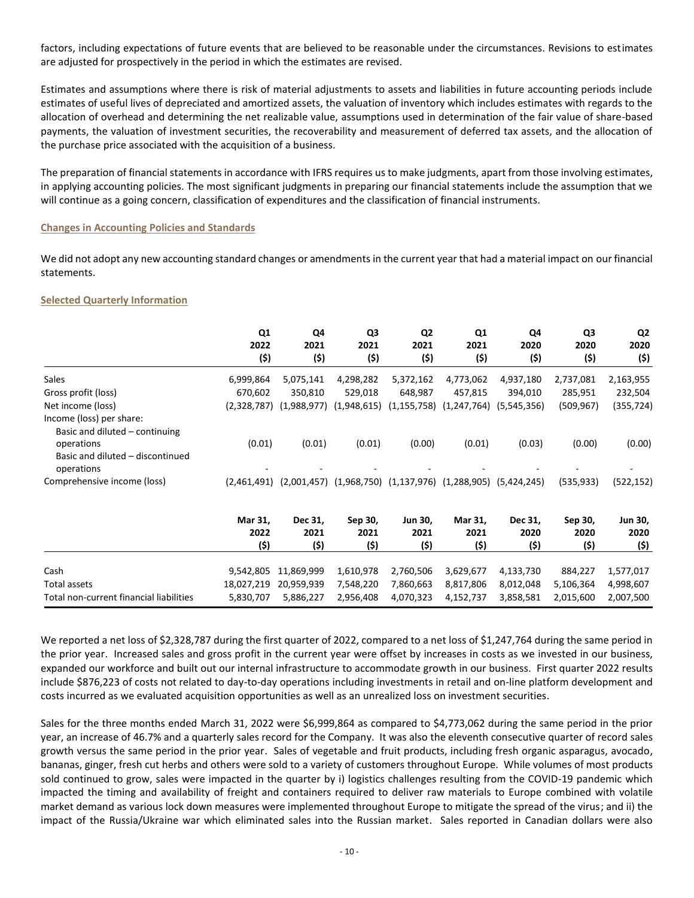factors, including expectations of future events that are believed to be reasonable under the circumstances. Revisions to estimates are adjusted for prospectively in the period in which the estimates are revised.

Estimates and assumptions where there is risk of material adjustments to assets and liabilities in future accounting periods include estimates of useful lives of depreciated and amortized assets, the valuation of inventory which includes estimates with regards to the allocation of overhead and determining the net realizable value, assumptions used in determination of the fair value of share-based payments, the valuation of investment securities, the recoverability and measurement of deferred tax assets, and the allocation of the purchase price associated with the acquisition of a business.

The preparation of financial statements in accordance with IFRS requires us to make judgments, apart from those involving estimates, in applying accounting policies. The most significant judgments in preparing our financial statements include the assumption that we will continue as a going concern, classification of expenditures and the classification of financial instruments.

## Changes in Accounting Policies and Standards

We did not adopt any new accounting standard changes or amendments in the current year that had a material impact on our financial statements.

## Selected Quarterly Information

| | Q1 2022 ($) | Q4 2021 ($) | Q3 2021 ($) | Q2 2021 ($) | Q1 2021 ($) | Q4 2020 ($) | Q3 2020 ($) | Q2 2020 ($) |
|---|---|---|---|---|---|---|---|---|
| Sales | 6,999,864 | 5,075,141 | 4,298,282 | 5,372,162 | 4,773,062 | 4,937,180 | 2,737,081 | 2,163,955 |
| Gross profit (loss) | 670,602 | 350,810 | 529,018 | 648,987 | 457,815 | 394,010 | 285,951 | 232,504 |
| Net income (loss) | (2,328,787) | (1,988,977) | (1,948,615) | (1,155,758) | (1,247,764) | (5,545,356) | (509,967) | (355,724) |
| Income (loss) per share: | | | | | | | | |
| Basic and diluted – continuing operations | (0.01) | (0.01) | (0.01) | (0.00) | (0.01) | (0.03) | (0.00) | (0.00) |
| Basic and diluted – discontinued operations | - | - | - | - | - | - | - | - |
| Comprehensive income (loss) | (2,461,491) | (2,001,457) | (1,968,750) | (1,137,976) | (1,288,905) | (5,424,245) | (535,933) | (522,152) |

| | Mar 31, 2022 ($) | Dec 31, 2021 ($) | Sep 30, 2021 ($) | Jun 30, 2021 ($) | Mar 31, 2021 ($) | Dec 31, 2020 ($) | Sep 30, 2020 ($) | Jun 30, 2020 ($) |
|---|---|---|---|---|---|---|---|---|
| Cash | 9,542,805 | 11,869,999 | 1,610,978 | 2,760,506 | 3,629,677 | 4,133,730 | 884,227 | 1,577,017 |
| Total assets | 18,027,219 | 20,959,939 | 7,548,220 | 7,860,663 | 8,817,806 | 8,012,048 | 5,106,364 | 4,998,607 |
| Total non-current financial liabilities | 5,830,707 | 5,886,227 | 2,956,408 | 4,070,323 | 4,152,737 | 3,858,581 | 2,015,600 | 2,007,500 |

We reported a net loss of $2,328,787 during the first quarter of 2022, compared to a net loss of $1,247,764 during the same period in the prior year. Increased sales and gross profit in the current year were offset by increases in costs as we invested in our business, expanded our workforce and built out our internal infrastructure to accommodate growth in our business. First quarter 2022 results include $876,223 of costs not related to day-to-day operations including investments in retail and on-line platform development and costs incurred as we evaluated acquisition opportunities as well as an unrealized loss on investment securities.

Sales for the three months ended March 31, 2022 were $6,999,864 as compared to $4,773,062 during the same period in the prior year, an increase of 46.7% and a quarterly sales record for the Company. It was also the eleventh consecutive quarter of record sales growth versus the same period in the prior year. Sales of vegetable and fruit products, including fresh organic asparagus, avocado, bananas, ginger, fresh cut herbs and others were sold to a variety of customers throughout Europe. While volumes of most products sold continued to grow, sales were impacted in the quarter by i) logistics challenges resulting from the COVID-19 pandemic which impacted the timing and availability of freight and containers required to deliver raw materials to Europe combined with volatile market demand as various lock down measures were implemented throughout Europe to mitigate the spread of the virus; and ii) the impact of the Russia/Ukraine war which eliminated sales into the Russian market. Sales reported in Canadian dollars were also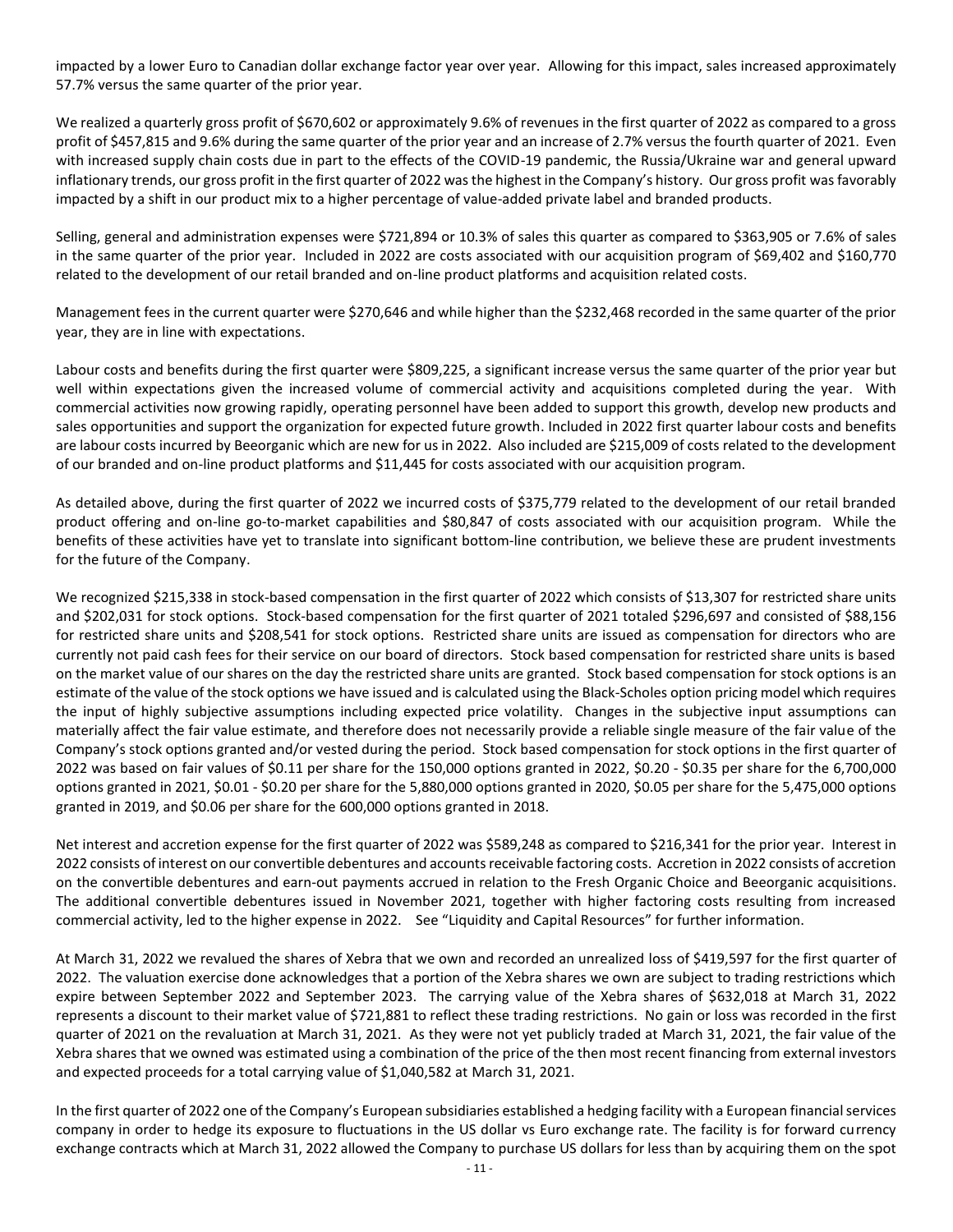impacted by a lower Euro to Canadian dollar exchange factor year over year. Allowing for this impact, sales increased approximately 57.7% versus the same quarter of the prior year.

We realized a quarterly gross profit of $670,602 or approximately 9.6% of revenues in the first quarter of 2022 as compared to a gross profit of $457,815 and 9.6% during the same quarter of the prior year and an increase of 2.7% versus the fourth quarter of 2021. Even with increased supply chain costs due in part to the effects of the COVID-19 pandemic, the Russia/Ukraine war and general upward inflationary trends, our gross profit in the first quarter of 2022 was the highest in the Company's history. Our gross profit was favorably impacted by a shift in our product mix to a higher percentage of value-added private label and branded products.

Selling, general and administration expenses were $721,894 or 10.3% of sales this quarter as compared to $363,905 or 7.6% of sales in the same quarter of the prior year. Included in 2022 are costs associated with our acquisition program of $69,402 and $160,770 related to the development of our retail branded and on-line product platforms and acquisition related costs.

Management fees in the current quarter were $270,646 and while higher than the $232,468 recorded in the same quarter of the prior year, they are in line with expectations.

Labour costs and benefits during the first quarter were $809,225, a significant increase versus the same quarter of the prior year but well within expectations given the increased volume of commercial activity and acquisitions completed during the year. With commercial activities now growing rapidly, operating personnel have been added to support this growth, develop new products and sales opportunities and support the organization for expected future growth. Included in 2022 first quarter labour costs and benefits are labour costs incurred by Beeorganic which are new for us in 2022. Also included are $215,009 of costs related to the development of our branded and on-line product platforms and $11,445 for costs associated with our acquisition program.

As detailed above, during the first quarter of 2022 we incurred costs of $375,779 related to the development of our retail branded product offering and on-line go-to-market capabilities and $80,847 of costs associated with our acquisition program. While the benefits of these activities have yet to translate into significant bottom-line contribution, we believe these are prudent investments for the future of the Company.

We recognized $215,338 in stock-based compensation in the first quarter of 2022 which consists of $13,307 for restricted share units and $202,031 for stock options. Stock-based compensation for the first quarter of 2021 totaled $296,697 and consisted of $88,156 for restricted share units and $208,541 for stock options. Restricted share units are issued as compensation for directors who are currently not paid cash fees for their service on our board of directors. Stock based compensation for restricted share units is based on the market value of our shares on the day the restricted share units are granted. Stock based compensation for stock options is an estimate of the value of the stock options we have issued and is calculated using the Black-Scholes option pricing model which requires the input of highly subjective assumptions including expected price volatility. Changes in the subjective input assumptions can materially affect the fair value estimate, and therefore does not necessarily provide a reliable single measure of the fair value of the Company's stock options granted and/or vested during the period. Stock based compensation for stock options in the first quarter of 2022 was based on fair values of $0.11 per share for the 150,000 options granted in 2022, $0.20 - $0.35 per share for the 6,700,000 options granted in 2021, $0.01 - $0.20 per share for the 5,880,000 options granted in 2020, $0.05 per share for the 5,475,000 options granted in 2019, and $0.06 per share for the 600,000 options granted in 2018.

Net interest and accretion expense for the first quarter of 2022 was $589,248 as compared to $216,341 for the prior year. Interest in 2022 consists of interest on our convertible debentures and accounts receivable factoring costs. Accretion in 2022 consists of accretion on the convertible debentures and earn-out payments accrued in relation to the Fresh Organic Choice and Beeorganic acquisitions. The additional convertible debentures issued in November 2021, together with higher factoring costs resulting from increased commercial activity, led to the higher expense in 2022. See "Liquidity and Capital Resources" for further information.

At March 31, 2022 we revalued the shares of Xebra that we own and recorded an unrealized loss of $419,597 for the first quarter of 2022. The valuation exercise done acknowledges that a portion of the Xebra shares we own are subject to trading restrictions which expire between September 2022 and September 2023. The carrying value of the Xebra shares of $632,018 at March 31, 2022 represents a discount to their market value of $721,881 to reflect these trading restrictions. No gain or loss was recorded in the first quarter of 2021 on the revaluation at March 31, 2021. As they were not yet publicly traded at March 31, 2021, the fair value of the Xebra shares that we owned was estimated using a combination of the price of the then most recent financing from external investors and expected proceeds for a total carrying value of $1,040,582 at March 31, 2021.

In the first quarter of 2022 one of the Company's European subsidiaries established a hedging facility with a European financial services company in order to hedge its exposure to fluctuations in the US dollar vs Euro exchange rate. The facility is for forward currency exchange contracts which at March 31, 2022 allowed the Company to purchase US dollars for less than by acquiring them on the spot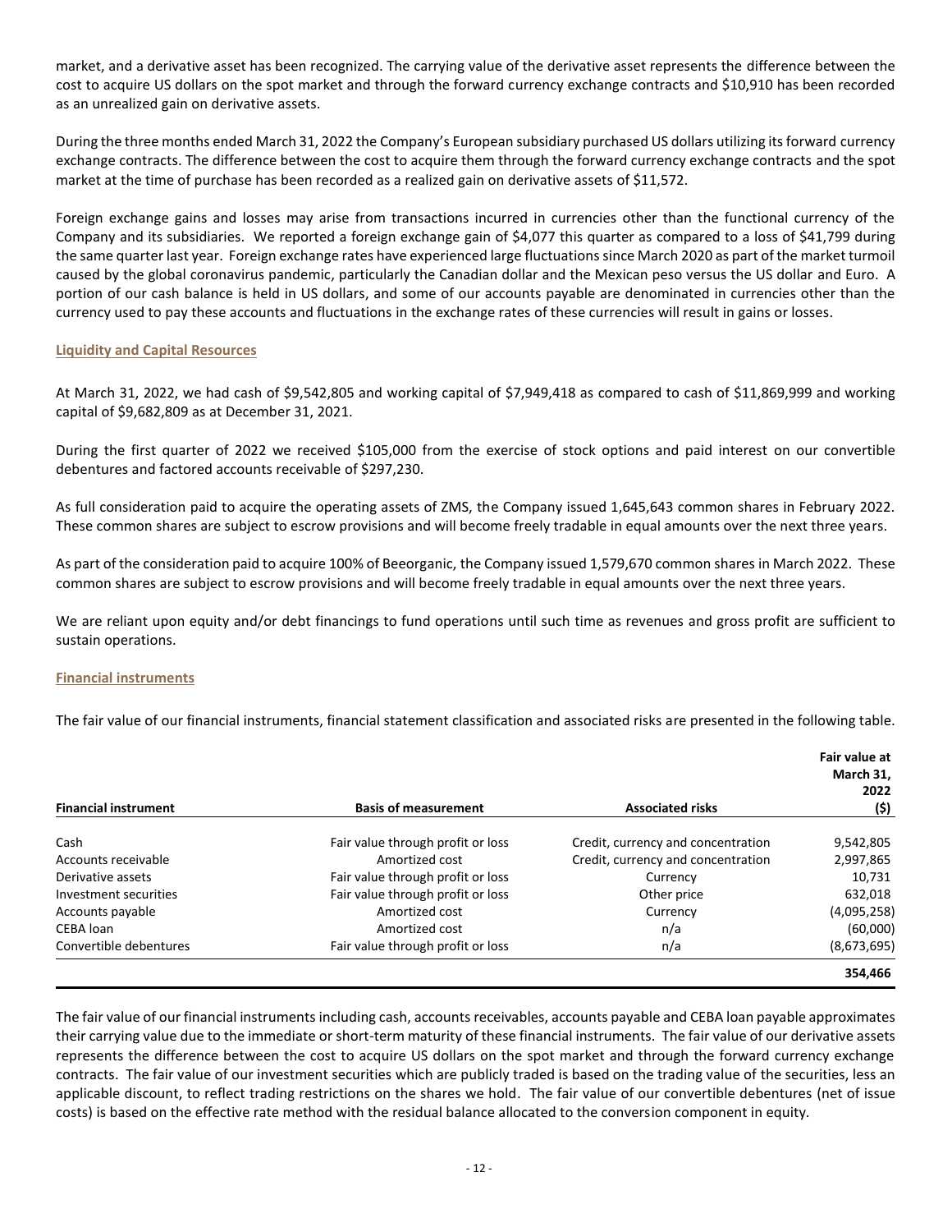market, and a derivative asset has been recognized. The carrying value of the derivative asset represents the difference between the cost to acquire US dollars on the spot market and through the forward currency exchange contracts and $10,910 has been recorded as an unrealized gain on derivative assets.

During the three months ended March 31, 2022 the Company's European subsidiary purchased US dollars utilizing its forward currency exchange contracts. The difference between the cost to acquire them through the forward currency exchange contracts and the spot market at the time of purchase has been recorded as a realized gain on derivative assets of $11,572.

Foreign exchange gains and losses may arise from transactions incurred in currencies other than the functional currency of the Company and its subsidiaries. We reported a foreign exchange gain of $4,077 this quarter as compared to a loss of $41,799 during the same quarter last year. Foreign exchange rates have experienced large fluctuations since March 2020 as part of the market turmoil caused by the global coronavirus pandemic, particularly the Canadian dollar and the Mexican peso versus the US dollar and Euro. A portion of our cash balance is held in US dollars, and some of our accounts payable are denominated in currencies other than the currency used to pay these accounts and fluctuations in the exchange rates of these currencies will result in gains or losses.

## Liquidity and Capital Resources

At March 31, 2022, we had cash of $9,542,805 and working capital of $7,949,418 as compared to cash of $11,869,999 and working capital of $9,682,809 as at December 31, 2021.

During the first quarter of 2022 we received $105,000 from the exercise of stock options and paid interest on our convertible debentures and factored accounts receivable of $297,230.

As full consideration paid to acquire the operating assets of ZMS, the Company issued 1,645,643 common shares in February 2022. These common shares are subject to escrow provisions and will become freely tradable in equal amounts over the next three years.

As part of the consideration paid to acquire 100% of Beeorganic, the Company issued 1,579,670 common shares in March 2022. These common shares are subject to escrow provisions and will become freely tradable in equal amounts over the next three years.

We are reliant upon equity and/or debt financings to fund operations until such time as revenues and gross profit are sufficient to sustain operations.

## Financial instruments

The fair value of our financial instruments, financial statement classification and associated risks are presented in the following table.

| Financial instrument | Basis of measurement | Associated risks | Fair value at March 31, 2022 ($) |
|---|---|---|---|
| Cash | Fair value through profit or loss | Credit, currency and concentration | 9,542,805 |
| Accounts receivable | Amortized cost | Credit, currency and concentration | 2,997,865 |
| Derivative assets | Fair value through profit or loss | Currency | 10,731 |
| Investment securities | Fair value through profit or loss | Other price | 632,018 |
| Accounts payable | Amortized cost | Currency | (4,095,258) |
| CEBA loan | Amortized cost | n/a | (60,000) |
| Convertible debentures | Fair value through profit or loss | n/a | (8,673,695) |
| | | | **354,466** |

The fair value of our financial instruments including cash, accounts receivables, accounts payable and CEBA loan payable approximates their carrying value due to the immediate or short-term maturity of these financial instruments. The fair value of our derivative assets represents the difference between the cost to acquire US dollars on the spot market and through the forward currency exchange contracts. The fair value of our investment securities which are publicly traded is based on the trading value of the securities, less an applicable discount, to reflect trading restrictions on the shares we hold. The fair value of our convertible debentures (net of issue costs) is based on the effective rate method with the residual balance allocated to the conversion component in equity.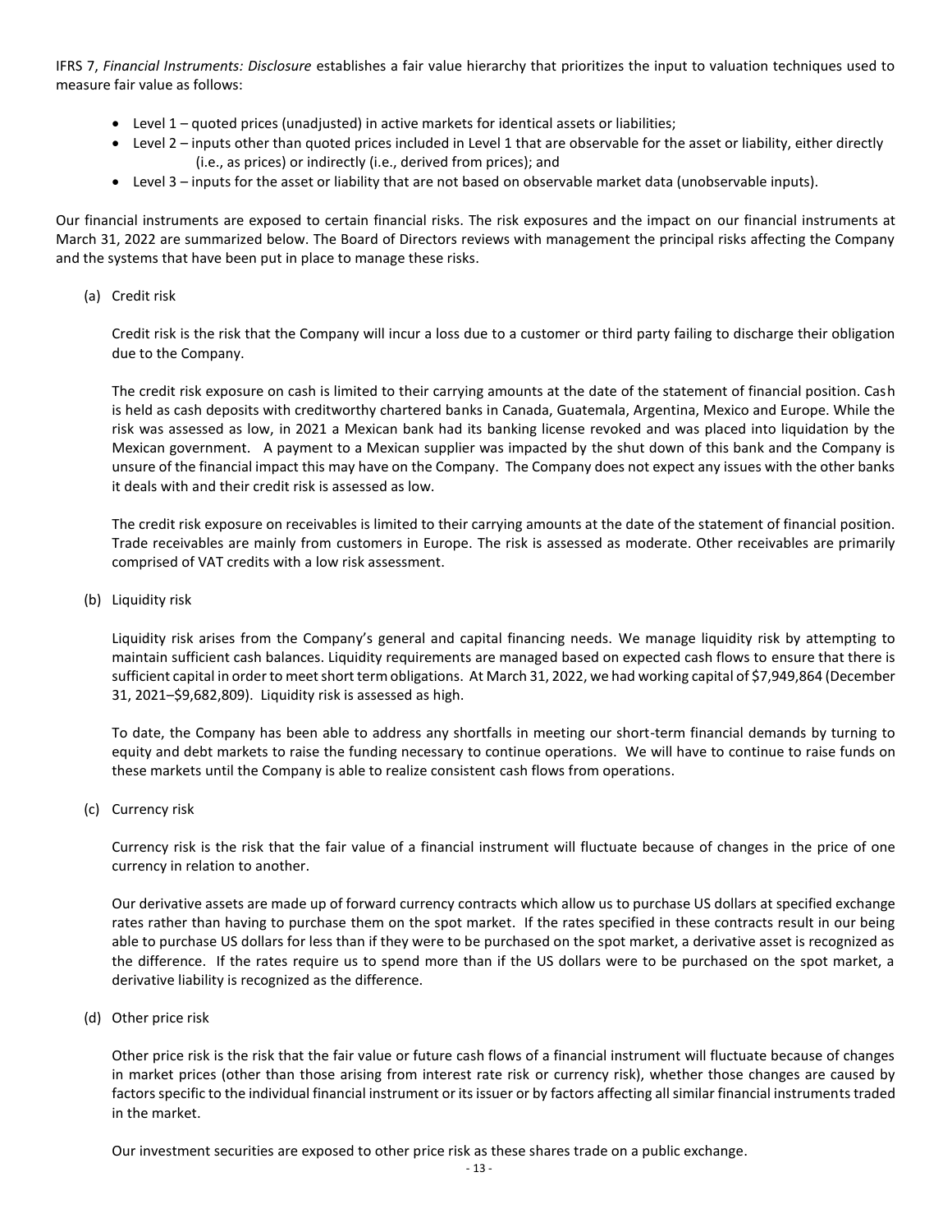IFRS 7, *Financial Instruments: Disclosure* establishes a fair value hierarchy that prioritizes the input to valuation techniques used to measure fair value as follows:

- Level 1 – quoted prices (unadjusted) in active markets for identical assets or liabilities;
- Level 2 – inputs other than quoted prices included in Level 1 that are observable for the asset or liability, either directly (i.e., as prices) or indirectly (i.e., derived from prices); and
- Level 3 – inputs for the asset or liability that are not based on observable market data (unobservable inputs).

Our financial instruments are exposed to certain financial risks. The risk exposures and the impact on our financial instruments at March 31, 2022 are summarized below. The Board of Directors reviews with management the principal risks affecting the Company and the systems that have been put in place to manage these risks.

(a) Credit risk

Credit risk is the risk that the Company will incur a loss due to a customer or third party failing to discharge their obligation due to the Company.

The credit risk exposure on cash is limited to their carrying amounts at the date of the statement of financial position. Cash is held as cash deposits with creditworthy chartered banks in Canada, Guatemala, Argentina, Mexico and Europe. While the risk was assessed as low, in 2021 a Mexican bank had its banking license revoked and was placed into liquidation by the Mexican government. A payment to a Mexican supplier was impacted by the shut down of this bank and the Company is unsure of the financial impact this may have on the Company. The Company does not expect any issues with the other banks it deals with and their credit risk is assessed as low.

The credit risk exposure on receivables is limited to their carrying amounts at the date of the statement of financial position. Trade receivables are mainly from customers in Europe. The risk is assessed as moderate. Other receivables are primarily comprised of VAT credits with a low risk assessment.

(b) Liquidity risk

Liquidity risk arises from the Company's general and capital financing needs. We manage liquidity risk by attempting to maintain sufficient cash balances. Liquidity requirements are managed based on expected cash flows to ensure that there is sufficient capital in order to meet short term obligations. At March 31, 2022, we had working capital of $7,949,864 (December 31, 2021–$9,682,809). Liquidity risk is assessed as high.

To date, the Company has been able to address any shortfalls in meeting our short-term financial demands by turning to equity and debt markets to raise the funding necessary to continue operations. We will have to continue to raise funds on these markets until the Company is able to realize consistent cash flows from operations.

(c) Currency risk

Currency risk is the risk that the fair value of a financial instrument will fluctuate because of changes in the price of one currency in relation to another.

Our derivative assets are made up of forward currency contracts which allow us to purchase US dollars at specified exchange rates rather than having to purchase them on the spot market. If the rates specified in these contracts result in our being able to purchase US dollars for less than if they were to be purchased on the spot market, a derivative asset is recognized as the difference. If the rates require us to spend more than if the US dollars were to be purchased on the spot market, a derivative liability is recognized as the difference.

(d) Other price risk

Other price risk is the risk that the fair value or future cash flows of a financial instrument will fluctuate because of changes in market prices (other than those arising from interest rate risk or currency risk), whether those changes are caused by factors specific to the individual financial instrument or its issuer or by factors affecting all similar financial instruments traded in the market.

Our investment securities are exposed to other price risk as these shares trade on a public exchange.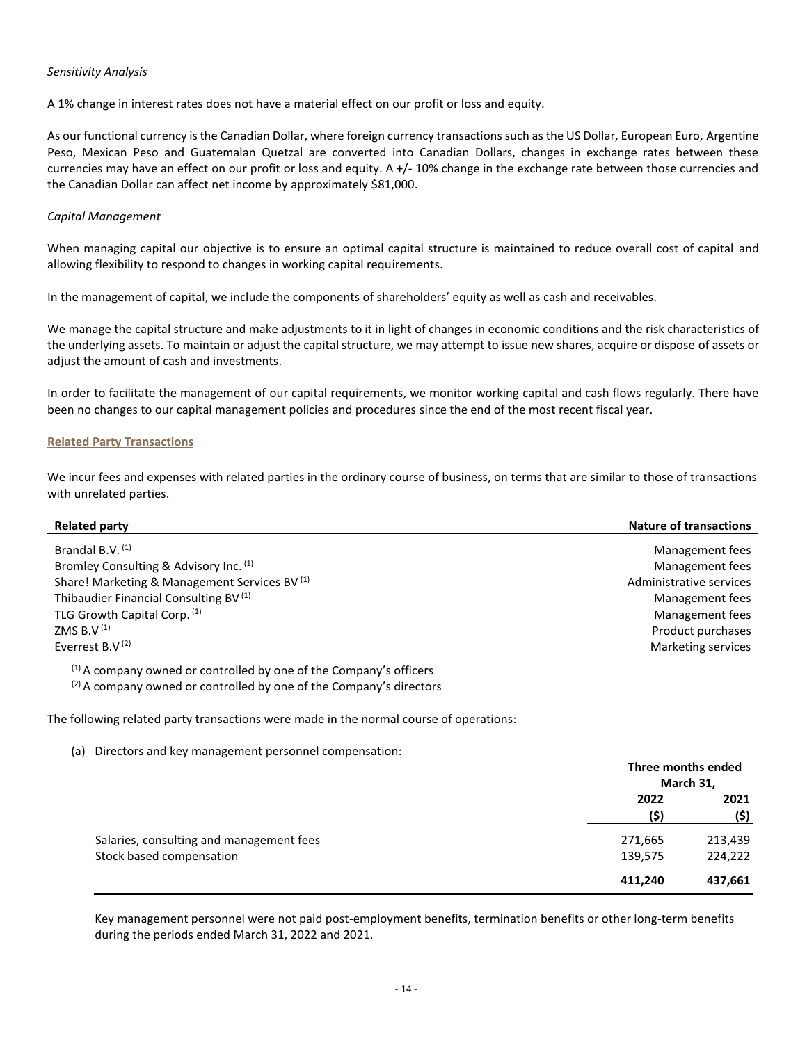*Sensitivity Analysis*

A 1% change in interest rates does not have a material effect on our profit or loss and equity.

As our functional currency is the Canadian Dollar, where foreign currency transactions such as the US Dollar, European Euro, Argentine Peso, Mexican Peso and Guatemalan Quetzal are converted into Canadian Dollars, changes in exchange rates between these currencies may have an effect on our profit or loss and equity. A +/- 10% change in the exchange rate between those currencies and the Canadian Dollar can affect net income by approximately $81,000.

*Capital Management*

When managing capital our objective is to ensure an optimal capital structure is maintained to reduce overall cost of capital and allowing flexibility to respond to changes in working capital requirements.

In the management of capital, we include the components of shareholders' equity as well as cash and receivables.

We manage the capital structure and make adjustments to it in light of changes in economic conditions and the risk characteristics of the underlying assets. To maintain or adjust the capital structure, we may attempt to issue new shares, acquire or dispose of assets or adjust the amount of cash and investments.

In order to facilitate the management of our capital requirements, we monitor working capital and cash flows regularly. There have been no changes to our capital management policies and procedures since the end of the most recent fiscal year.

## Related Party Transactions

We incur fees and expenses with related parties in the ordinary course of business, on terms that are similar to those of transactions with unrelated parties.

| Related party | Nature of transactions |
|---|---|
| Brandal B.V. [1] | Management fees |
| Bromley Consulting & Advisory Inc. [1] | Management fees |
| Share! Marketing & Management Services BV [1] | Administrative services |
| Thibaudier Financial Consulting BV [1] | Management fees |
| TLG Growth Capital Corp. [1] | Management fees |
| ZMS B.V [1] | Product purchases |
| Everrest B.V [2] | Marketing services |

[1] A company owned or controlled by one of the Company's officers
[2] A company owned or controlled by one of the Company's directors

The following related party transactions were made in the normal course of operations:

(a) Directors and key management personnel compensation:

| | Three months ended March 31, | |
|---|---|---|
| | 2022 ($) | 2021 ($) |
| Salaries, consulting and management fees | 271,665 | 213,439 |
| Stock based compensation | 139,575 | 224,222 |
| | **411,240** | **437,661** |

Key management personnel were not paid post-employment benefits, termination benefits or other long-term benefits during the periods ended March 31, 2022 and 2021.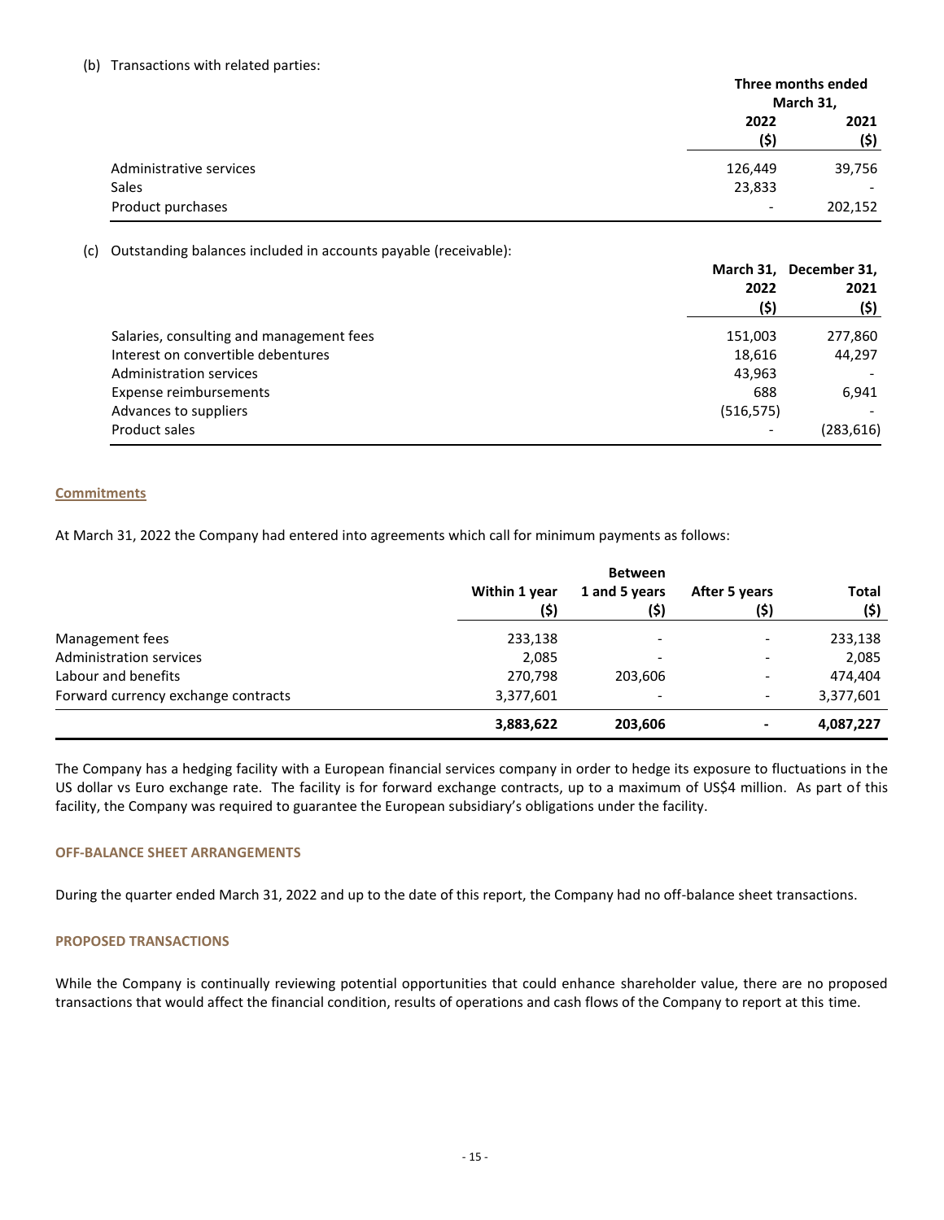(b) Transactions with related parties:

| | Three months ended March 31, | |
|---|---|---|
| | 2022 ($) | 2021 ($) |
| Administrative services | 126,449 | 39,756 |
| Sales | 23,833 | - |
| Product purchases | - | 202,152 |

(c) Outstanding balances included in accounts payable (receivable):

| | March 31, 2022 ($) | December 31, 2021 ($) |
|---|---|---|
| Salaries, consulting and management fees | 151,003 | 277,860 |
| Interest on convertible debentures | 18,616 | 44,297 |
| Administration services | 43,963 | - |
| Expense reimbursements | 688 | 6,941 |
| Advances to suppliers | (516,575) | - |
| Product sales | - | (283,616) |

## Commitments

At March 31, 2022 the Company had entered into agreements which call for minimum payments as follows:

| | Within 1 year ($) | Between 1 and 5 years ($) | After 5 years ($) | Total ($) |
|---|---|---|---|---|
| Management fees | 233,138 | - | - | 233,138 |
| Administration services | 2,085 | - | - | 2,085 |
| Labour and benefits | 270,798 | 203,606 | - | 474,404 |
| Forward currency exchange contracts | 3,377,601 | - | - | 3,377,601 |
| | **3,883,622** | **203,606** | **-** | **4,087,227** |

The Company has a hedging facility with a European financial services company in order to hedge its exposure to fluctuations in the US dollar vs Euro exchange rate. The facility is for forward exchange contracts, up to a maximum of US$4 million. As part of this facility, the Company was required to guarantee the European subsidiary's obligations under the facility.

## OFF-BALANCE SHEET ARRANGEMENTS

During the quarter ended March 31, 2022 and up to the date of this report, the Company had no off-balance sheet transactions.

## PROPOSED TRANSACTIONS

While the Company is continually reviewing potential opportunities that could enhance shareholder value, there are no proposed transactions that would affect the financial condition, results of operations and cash flows of the Company to report at this time.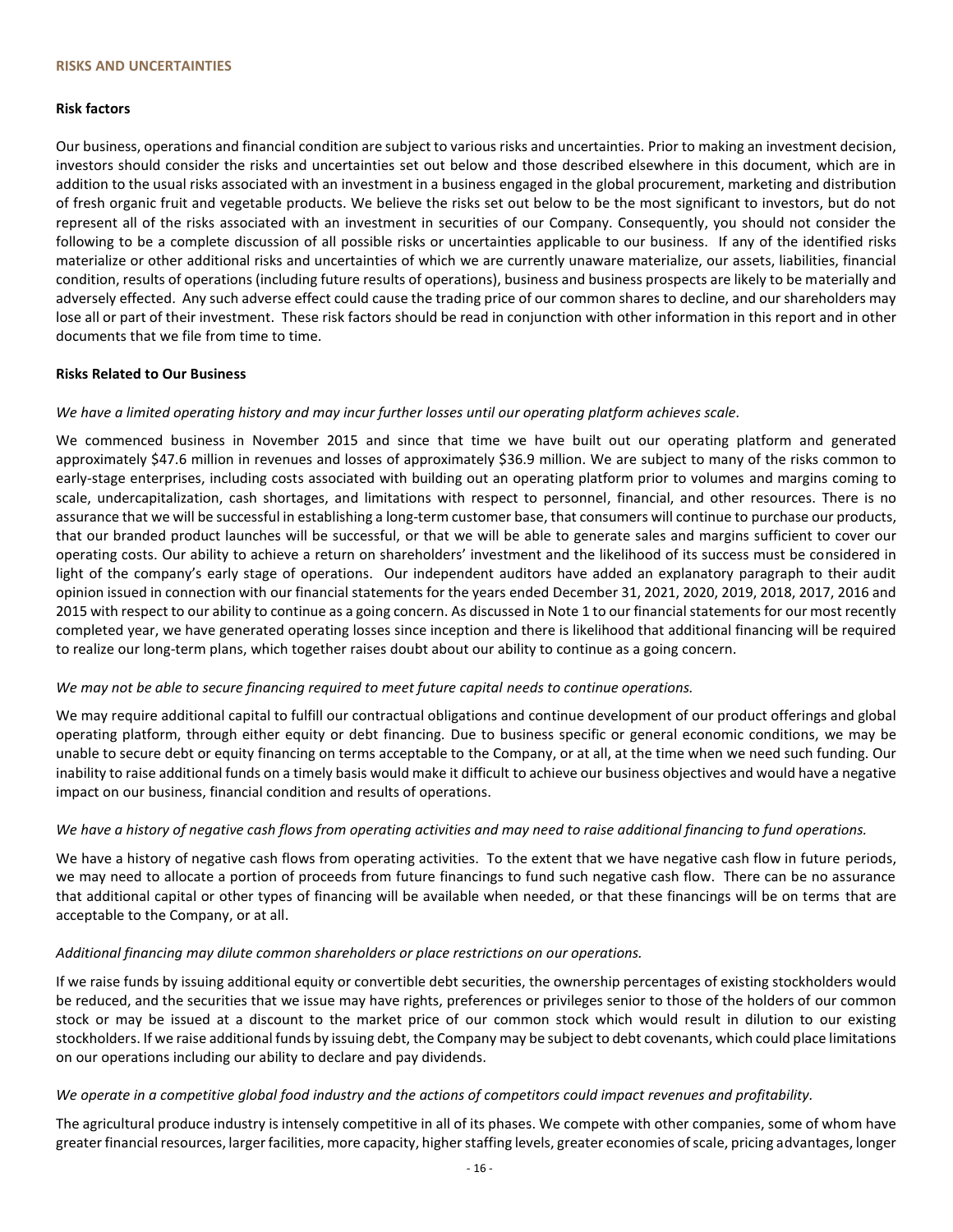## RISKS AND UNCERTAINTIES

### Risk factors

Our business, operations and financial condition are subject to various risks and uncertainties. Prior to making an investment decision, investors should consider the risks and uncertainties set out below and those described elsewhere in this document, which are in addition to the usual risks associated with an investment in a business engaged in the global procurement, marketing and distribution of fresh organic fruit and vegetable products. We believe the risks set out below to be the most significant to investors, but do not represent all of the risks associated with an investment in securities of our Company. Consequently, you should not consider the following to be a complete discussion of all possible risks or uncertainties applicable to our business. If any of the identified risks materialize or other additional risks and uncertainties of which we are currently unaware materialize, our assets, liabilities, financial condition, results of operations (including future results of operations), business and business prospects are likely to be materially and adversely effected. Any such adverse effect could cause the trading price of our common shares to decline, and our shareholders may lose all or part of their investment. These risk factors should be read in conjunction with other information in this report and in other documents that we file from time to time.

### Risks Related to Our Business

*We have a limited operating history and may incur further losses until our operating platform achieves scale.*

We commenced business in November 2015 and since that time we have built out our operating platform and generated approximately $47.6 million in revenues and losses of approximately $36.9 million. We are subject to many of the risks common to early-stage enterprises, including costs associated with building out an operating platform prior to volumes and margins coming to scale, undercapitalization, cash shortages, and limitations with respect to personnel, financial, and other resources. There is no assurance that we will be successful in establishing a long-term customer base, that consumers will continue to purchase our products, that our branded product launches will be successful, or that we will be able to generate sales and margins sufficient to cover our operating costs. Our ability to achieve a return on shareholders' investment and the likelihood of its success must be considered in light of the company's early stage of operations. Our independent auditors have added an explanatory paragraph to their audit opinion issued in connection with our financial statements for the years ended December 31, 2021, 2020, 2019, 2018, 2017, 2016 and 2015 with respect to our ability to continue as a going concern. As discussed in Note 1 to our financial statements for our most recently completed year, we have generated operating losses since inception and there is likelihood that additional financing will be required to realize our long-term plans, which together raises doubt about our ability to continue as a going concern.

*We may not be able to secure financing required to meet future capital needs to continue operations.*

We may require additional capital to fulfill our contractual obligations and continue development of our product offerings and global operating platform, through either equity or debt financing. Due to business specific or general economic conditions, we may be unable to secure debt or equity financing on terms acceptable to the Company, or at all, at the time when we need such funding. Our inability to raise additional funds on a timely basis would make it difficult to achieve our business objectives and would have a negative impact on our business, financial condition and results of operations.

*We have a history of negative cash flows from operating activities and may need to raise additional financing to fund operations.*

We have a history of negative cash flows from operating activities. To the extent that we have negative cash flow in future periods, we may need to allocate a portion of proceeds from future financings to fund such negative cash flow. There can be no assurance that additional capital or other types of financing will be available when needed, or that these financings will be on terms that are acceptable to the Company, or at all.

*Additional financing may dilute common shareholders or place restrictions on our operations.*

If we raise funds by issuing additional equity or convertible debt securities, the ownership percentages of existing stockholders would be reduced, and the securities that we issue may have rights, preferences or privileges senior to those of the holders of our common stock or may be issued at a discount to the market price of our common stock which would result in dilution to our existing stockholders. If we raise additional funds by issuing debt, the Company may be subject to debt covenants, which could place limitations on our operations including our ability to declare and pay dividends.

*We operate in a competitive global food industry and the actions of competitors could impact revenues and profitability.*

The agricultural produce industry is intensely competitive in all of its phases. We compete with other companies, some of whom have greater financial resources, larger facilities, more capacity, higher staffing levels, greater economies of scale, pricing advantages, longer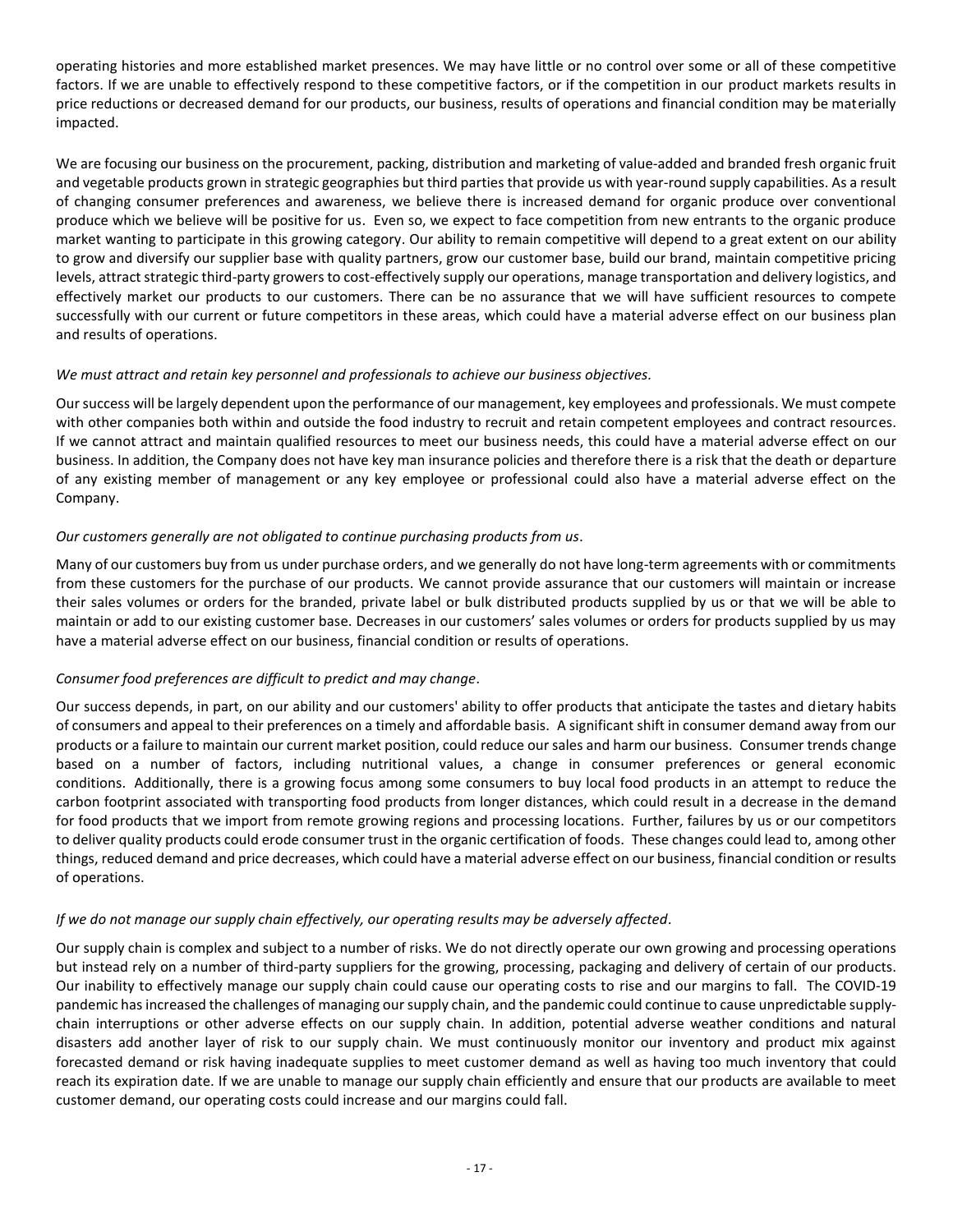operating histories and more established market presences. We may have little or no control over some or all of these competitive factors. If we are unable to effectively respond to these competitive factors, or if the competition in our product markets results in price reductions or decreased demand for our products, our business, results of operations and financial condition may be materially impacted.

We are focusing our business on the procurement, packing, distribution and marketing of value-added and branded fresh organic fruit and vegetable products grown in strategic geographies but third parties that provide us with year-round supply capabilities. As a result of changing consumer preferences and awareness, we believe there is increased demand for organic produce over conventional produce which we believe will be positive for us. Even so, we expect to face competition from new entrants to the organic produce market wanting to participate in this growing category. Our ability to remain competitive will depend to a great extent on our ability to grow and diversify our supplier base with quality partners, grow our customer base, build our brand, maintain competitive pricing levels, attract strategic third-party growers to cost-effectively supply our operations, manage transportation and delivery logistics, and effectively market our products to our customers. There can be no assurance that we will have sufficient resources to compete successfully with our current or future competitors in these areas, which could have a material adverse effect on our business plan and results of operations.

*We must attract and retain key personnel and professionals to achieve our business objectives.*

Our success will be largely dependent upon the performance of our management, key employees and professionals. We must compete with other companies both within and outside the food industry to recruit and retain competent employees and contract resources. If we cannot attract and maintain qualified resources to meet our business needs, this could have a material adverse effect on our business. In addition, the Company does not have key man insurance policies and therefore there is a risk that the death or departure of any existing member of management or any key employee or professional could also have a material adverse effect on the Company.

*Our customers generally are not obligated to continue purchasing products from us.*

Many of our customers buy from us under purchase orders, and we generally do not have long-term agreements with or commitments from these customers for the purchase of our products. We cannot provide assurance that our customers will maintain or increase their sales volumes or orders for the branded, private label or bulk distributed products supplied by us or that we will be able to maintain or add to our existing customer base. Decreases in our customers' sales volumes or orders for products supplied by us may have a material adverse effect on our business, financial condition or results of operations.

*Consumer food preferences are difficult to predict and may change.*

Our success depends, in part, on our ability and our customers' ability to offer products that anticipate the tastes and dietary habits of consumers and appeal to their preferences on a timely and affordable basis. A significant shift in consumer demand away from our products or a failure to maintain our current market position, could reduce our sales and harm our business. Consumer trends change based on a number of factors, including nutritional values, a change in consumer preferences or general economic conditions. Additionally, there is a growing focus among some consumers to buy local food products in an attempt to reduce the carbon footprint associated with transporting food products from longer distances, which could result in a decrease in the demand for food products that we import from remote growing regions and processing locations. Further, failures by us or our competitors to deliver quality products could erode consumer trust in the organic certification of foods. These changes could lead to, among other things, reduced demand and price decreases, which could have a material adverse effect on our business, financial condition or results of operations.

*If we do not manage our supply chain effectively, our operating results may be adversely affected.*

Our supply chain is complex and subject to a number of risks. We do not directly operate our own growing and processing operations but instead rely on a number of third-party suppliers for the growing, processing, packaging and delivery of certain of our products. Our inability to effectively manage our supply chain could cause our operating costs to rise and our margins to fall. The COVID-19 pandemic has increased the challenges of managing our supply chain, and the pandemic could continue to cause unpredictable supply-chain interruptions or other adverse effects on our supply chain. In addition, potential adverse weather conditions and natural disasters add another layer of risk to our supply chain. We must continuously monitor our inventory and product mix against forecasted demand or risk having inadequate supplies to meet customer demand as well as having too much inventory that could reach its expiration date. If we are unable to manage our supply chain efficiently and ensure that our products are available to meet customer demand, our operating costs could increase and our margins could fall.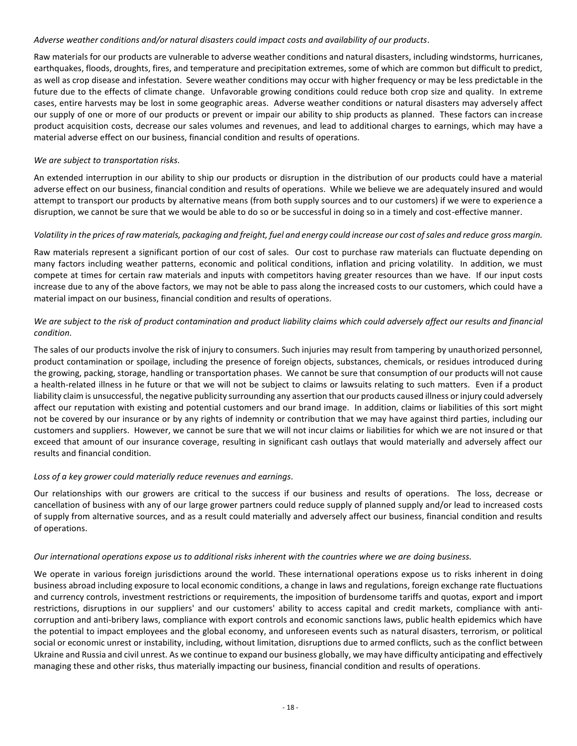*Adverse weather conditions and/or natural disasters could impact costs and availability of our products.*

Raw materials for our products are vulnerable to adverse weather conditions and natural disasters, including windstorms, hurricanes, earthquakes, floods, droughts, fires, and temperature and precipitation extremes, some of which are common but difficult to predict, as well as crop disease and infestation. Severe weather conditions may occur with higher frequency or may be less predictable in the future due to the effects of climate change. Unfavorable growing conditions could reduce both crop size and quality. In extreme cases, entire harvests may be lost in some geographic areas. Adverse weather conditions or natural disasters may adversely affect our supply of one or more of our products or prevent or impair our ability to ship products as planned. These factors can increase product acquisition costs, decrease our sales volumes and revenues, and lead to additional charges to earnings, which may have a material adverse effect on our business, financial condition and results of operations.

*We are subject to transportation risks.*

An extended interruption in our ability to ship our products or disruption in the distribution of our products could have a material adverse effect on our business, financial condition and results of operations. While we believe we are adequately insured and would attempt to transport our products by alternative means (from both supply sources and to our customers) if we were to experience a disruption, we cannot be sure that we would be able to do so or be successful in doing so in a timely and cost-effective manner.

*Volatility in the prices of raw materials, packaging and freight, fuel and energy could increase our cost of sales and reduce gross margin.*

Raw materials represent a significant portion of our cost of sales. Our cost to purchase raw materials can fluctuate depending on many factors including weather patterns, economic and political conditions, inflation and pricing volatility. In addition, we must compete at times for certain raw materials and inputs with competitors having greater resources than we have. If our input costs increase due to any of the above factors, we may not be able to pass along the increased costs to our customers, which could have a material impact on our business, financial condition and results of operations.

*We are subject to the risk of product contamination and product liability claims which could adversely affect our results and financial condition.*

The sales of our products involve the risk of injury to consumers. Such injuries may result from tampering by unauthorized personnel, product contamination or spoilage, including the presence of foreign objects, substances, chemicals, or residues introduced during the growing, packing, storage, handling or transportation phases. We cannot be sure that consumption of our products will not cause a health-related illness in he future or that we will not be subject to claims or lawsuits relating to such matters. Even if a product liability claim is unsuccessful, the negative publicity surrounding any assertion that our products caused illness or injury could adversely affect our reputation with existing and potential customers and our brand image. In addition, claims or liabilities of this sort might not be covered by our insurance or by any rights of indemnity or contribution that we may have against third parties, including our customers and suppliers. However, we cannot be sure that we will not incur claims or liabilities for which we are not insured or that exceed that amount of our insurance coverage, resulting in significant cash outlays that would materially and adversely affect our results and financial condition.

*Loss of a key grower could materially reduce revenues and earnings.*

Our relationships with our growers are critical to the success if our business and results of operations. The loss, decrease or cancellation of business with any of our large grower partners could reduce supply of planned supply and/or lead to increased costs of supply from alternative sources, and as a result could materially and adversely affect our business, financial condition and results of operations.

*Our international operations expose us to additional risks inherent with the countries where we are doing business.*

We operate in various foreign jurisdictions around the world. These international operations expose us to risks inherent in doing business abroad including exposure to local economic conditions, a change in laws and regulations, foreign exchange rate fluctuations and currency controls, investment restrictions or requirements, the imposition of burdensome tariffs and quotas, export and import restrictions, disruptions in our suppliers' and our customers' ability to access capital and credit markets, compliance with anti-corruption and anti-bribery laws, compliance with export controls and economic sanctions laws, public health epidemics which have the potential to impact employees and the global economy, and unforeseen events such as natural disasters, terrorism, or political social or economic unrest or instability, including, without limitation, disruptions due to armed conflicts, such as the conflict between Ukraine and Russia and civil unrest. As we continue to expand our business globally, we may have difficulty anticipating and effectively managing these and other risks, thus materially impacting our business, financial condition and results of operations.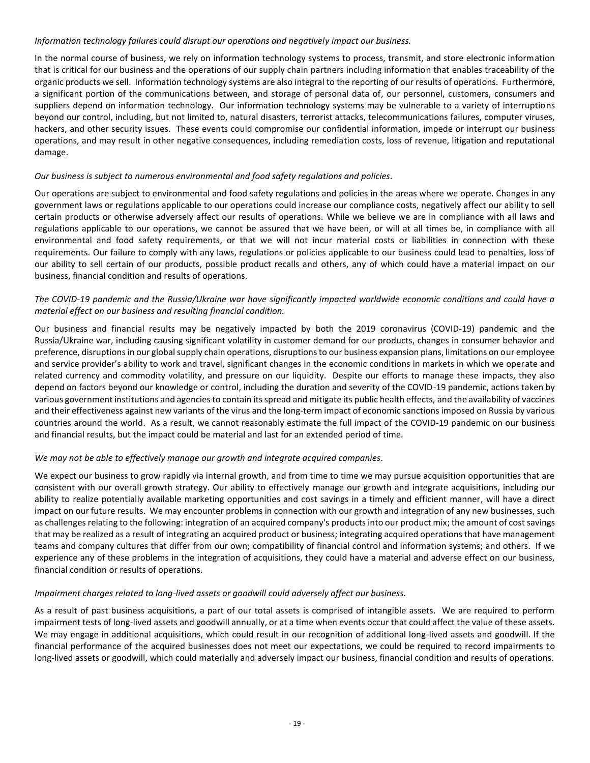*Information technology failures could disrupt our operations and negatively impact our business.*

In the normal course of business, we rely on information technology systems to process, transmit, and store electronic information that is critical for our business and the operations of our supply chain partners including information that enables traceability of the organic products we sell. Information technology systems are also integral to the reporting of our results of operations. Furthermore, a significant portion of the communications between, and storage of personal data of, our personnel, customers, consumers and suppliers depend on information technology. Our information technology systems may be vulnerable to a variety of interruptions beyond our control, including, but not limited to, natural disasters, terrorist attacks, telecommunications failures, computer viruses, hackers, and other security issues. These events could compromise our confidential information, impede or interrupt our business operations, and may result in other negative consequences, including remediation costs, loss of revenue, litigation and reputational damage.

*Our business is subject to numerous environmental and food safety regulations and policies.*

Our operations are subject to environmental and food safety regulations and policies in the areas where we operate. Changes in any government laws or regulations applicable to our operations could increase our compliance costs, negatively affect our ability to sell certain products or otherwise adversely affect our results of operations. While we believe we are in compliance with all laws and regulations applicable to our operations, we cannot be assured that we have been, or will at all times be, in compliance with all environmental and food safety requirements, or that we will not incur material costs or liabilities in connection with these requirements. Our failure to comply with any laws, regulations or policies applicable to our business could lead to penalties, loss of our ability to sell certain of our products, possible product recalls and others, any of which could have a material impact on our business, financial condition and results of operations.

*The COVID-19 pandemic and the Russia/Ukraine war have significantly impacted worldwide economic conditions and could have a material effect on our business and resulting financial condition.*

Our business and financial results may be negatively impacted by both the 2019 coronavirus (COVID-19) pandemic and the Russia/Ukraine war, including causing significant volatility in customer demand for our products, changes in consumer behavior and preference, disruptions in our global supply chain operations, disruptions to our business expansion plans, limitations on our employee and service provider's ability to work and travel, significant changes in the economic conditions in markets in which we operate and related currency and commodity volatility, and pressure on our liquidity. Despite our efforts to manage these impacts, they also depend on factors beyond our knowledge or control, including the duration and severity of the COVID-19 pandemic, actions taken by various government institutions and agencies to contain its spread and mitigate its public health effects, and the availability of vaccines and their effectiveness against new variants of the virus and the long-term impact of economic sanctions imposed on Russia by various countries around the world. As a result, we cannot reasonably estimate the full impact of the COVID-19 pandemic on our business and financial results, but the impact could be material and last for an extended period of time.

*We may not be able to effectively manage our growth and integrate acquired companies.*

We expect our business to grow rapidly via internal growth, and from time to time we may pursue acquisition opportunities that are consistent with our overall growth strategy. Our ability to effectively manage our growth and integrate acquisitions, including our ability to realize potentially available marketing opportunities and cost savings in a timely and efficient manner, will have a direct impact on our future results. We may encounter problems in connection with our growth and integration of any new businesses, such as challenges relating to the following: integration of an acquired company's products into our product mix; the amount of cost savings that may be realized as a result of integrating an acquired product or business; integrating acquired operations that have management teams and company cultures that differ from our own; compatibility of financial control and information systems; and others. If we experience any of these problems in the integration of acquisitions, they could have a material and adverse effect on our business, financial condition or results of operations.

*Impairment charges related to long-lived assets or goodwill could adversely affect our business.*

As a result of past business acquisitions, a part of our total assets is comprised of intangible assets. We are required to perform impairment tests of long-lived assets and goodwill annually, or at a time when events occur that could affect the value of these assets. We may engage in additional acquisitions, which could result in our recognition of additional long-lived assets and goodwill. If the financial performance of the acquired businesses does not meet our expectations, we could be required to record impairments to long-lived assets or goodwill, which could materially and adversely impact our business, financial condition and results of operations.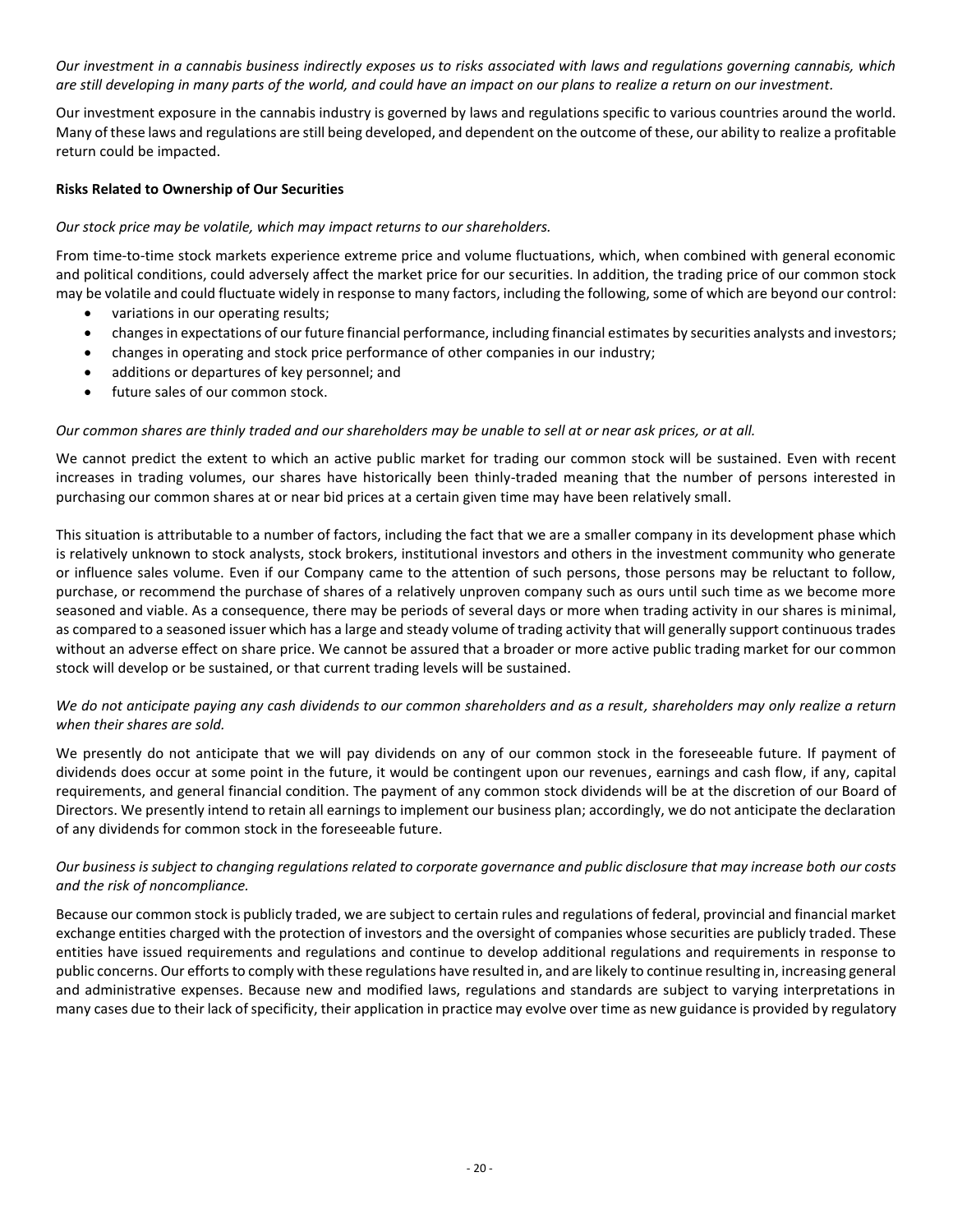*Our investment in a cannabis business indirectly exposes us to risks associated with laws and regulations governing cannabis, which are still developing in many parts of the world, and could have an impact on our plans to realize a return on our investment.*

Our investment exposure in the cannabis industry is governed by laws and regulations specific to various countries around the world. Many of these laws and regulations are still being developed, and dependent on the outcome of these, our ability to realize a profitable return could be impacted.

**Risks Related to Ownership of Our Securities**

*Our stock price may be volatile, which may impact returns to our shareholders.*

From time-to-time stock markets experience extreme price and volume fluctuations, which, when combined with general economic and political conditions, could adversely affect the market price for our securities. In addition, the trading price of our common stock may be volatile and could fluctuate widely in response to many factors, including the following, some of which are beyond our control:

- variations in our operating results;
- changes in expectations of our future financial performance, including financial estimates by securities analysts and investors;
- changes in operating and stock price performance of other companies in our industry;
- additions or departures of key personnel; and
- future sales of our common stock.

*Our common shares are thinly traded and our shareholders may be unable to sell at or near ask prices, or at all.*

We cannot predict the extent to which an active public market for trading our common stock will be sustained. Even with recent increases in trading volumes, our shares have historically been thinly-traded meaning that the number of persons interested in purchasing our common shares at or near bid prices at a certain given time may have been relatively small.

This situation is attributable to a number of factors, including the fact that we are a smaller company in its development phase which is relatively unknown to stock analysts, stock brokers, institutional investors and others in the investment community who generate or influence sales volume. Even if our Company came to the attention of such persons, those persons may be reluctant to follow, purchase, or recommend the purchase of shares of a relatively unproven company such as ours until such time as we become more seasoned and viable. As a consequence, there may be periods of several days or more when trading activity in our shares is minimal, as compared to a seasoned issuer which has a large and steady volume of trading activity that will generally support continuous trades without an adverse effect on share price. We cannot be assured that a broader or more active public trading market for our common stock will develop or be sustained, or that current trading levels will be sustained.

*We do not anticipate paying any cash dividends to our common shareholders and as a result, shareholders may only realize a return when their shares are sold.*

We presently do not anticipate that we will pay dividends on any of our common stock in the foreseeable future. If payment of dividends does occur at some point in the future, it would be contingent upon our revenues, earnings and cash flow, if any, capital requirements, and general financial condition. The payment of any common stock dividends will be at the discretion of our Board of Directors. We presently intend to retain all earnings to implement our business plan; accordingly, we do not anticipate the declaration of any dividends for common stock in the foreseeable future.

*Our business is subject to changing regulations related to corporate governance and public disclosure that may increase both our costs and the risk of noncompliance.*

Because our common stock is publicly traded, we are subject to certain rules and regulations of federal, provincial and financial market exchange entities charged with the protection of investors and the oversight of companies whose securities are publicly traded. These entities have issued requirements and regulations and continue to develop additional regulations and requirements in response to public concerns. Our efforts to comply with these regulations have resulted in, and are likely to continue resulting in, increasing general and administrative expenses. Because new and modified laws, regulations and standards are subject to varying interpretations in many cases due to their lack of specificity, their application in practice may evolve over time as new guidance is provided by regulatory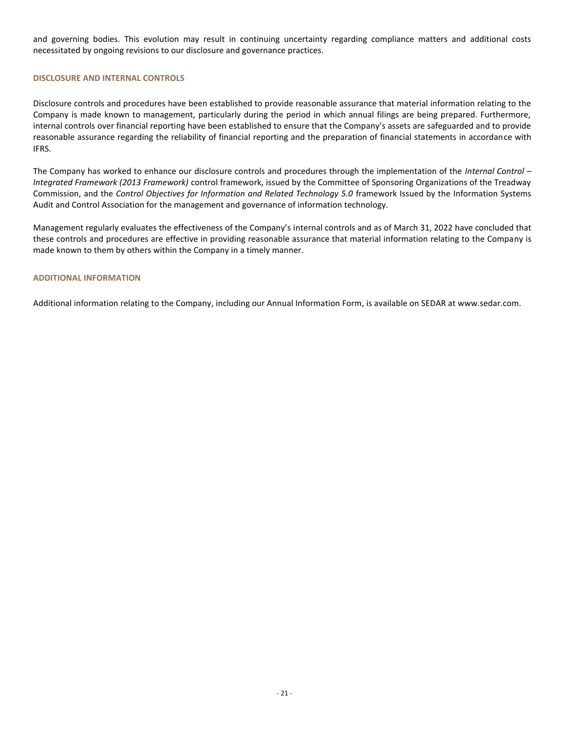and governing bodies. This evolution may result in continuing uncertainty regarding compliance matters and additional costs necessitated by ongoing revisions to our disclosure and governance practices.

## DISCLOSURE AND INTERNAL CONTROLS

Disclosure controls and procedures have been established to provide reasonable assurance that material information relating to the Company is made known to management, particularly during the period in which annual filings are being prepared. Furthermore, internal controls over financial reporting have been established to ensure that the Company's assets are safeguarded and to provide reasonable assurance regarding the reliability of financial reporting and the preparation of financial statements in accordance with IFRS.

The Company has worked to enhance our disclosure controls and procedures through the implementation of the *Internal Control – Integrated Framework (2013 Framework)* control framework, issued by the Committee of Sponsoring Organizations of the Treadway Commission, and the *Control Objectives for Information and Related Technology 5.0* framework Issued by the Information Systems Audit and Control Association for the management and governance of information technology.

Management regularly evaluates the effectiveness of the Company's internal controls and as of March 31, 2022 have concluded that these controls and procedures are effective in providing reasonable assurance that material information relating to the Company is made known to them by others within the Company in a timely manner.

## ADDITIONAL INFORMATION

Additional information relating to the Company, including our Annual Information Form, is available on SEDAR at www.sedar.com.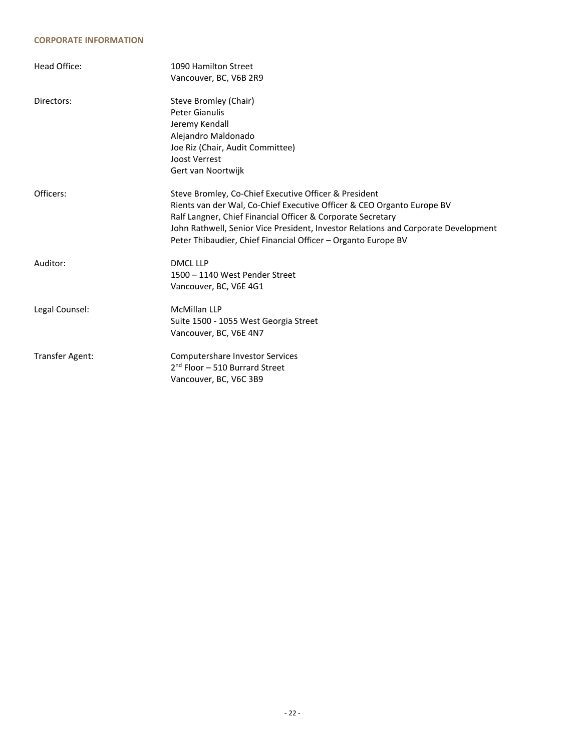## CORPORATE INFORMATION

| | |
|---|---|
| Head Office: | 1090 Hamilton Street<br>Vancouver, BC, V6B 2R9 |
| Directors: | Steve Bromley (Chair)<br>Peter Gianulis<br>Jeremy Kendall<br>Alejandro Maldonado<br>Joe Riz (Chair, Audit Committee)<br>Joost Verrest<br>Gert van Noortwijk |
| Officers: | Steve Bromley, Co-Chief Executive Officer & President<br>Rients van der Wal, Co-Chief Executive Officer & CEO Organto Europe BV<br>Ralf Langner, Chief Financial Officer & Corporate Secretary<br>John Rathwell, Senior Vice President, Investor Relations and Corporate Development<br>Peter Thibaudier, Chief Financial Officer – Organto Europe BV |
| Auditor: | DMCL LLP<br>1500 – 1140 West Pender Street<br>Vancouver, BC, V6E 4G1 |
| Legal Counsel: | McMillan LLP<br>Suite 1500 - 1055 West Georgia Street<br>Vancouver, BC, V6E 4N7 |
| Transfer Agent: | Computershare Investor Services<br>2nd Floor – 510 Burrard Street<br>Vancouver, BC, V6C 3B9 |